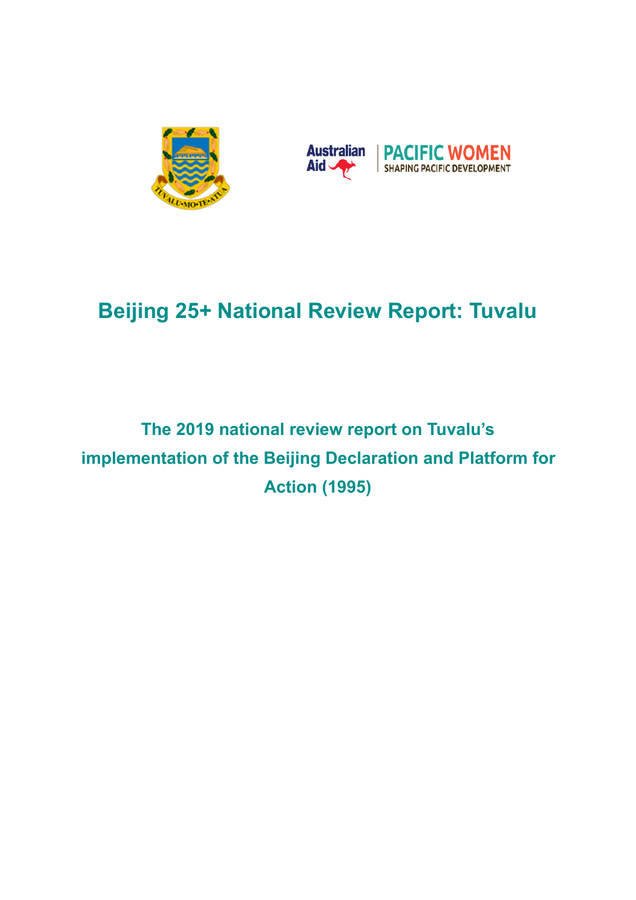# Beijing 25+ National Review Report: Tuvalu

## The 2019 national review report on Tuvalu's implementation of the Beijing Declaration and Platform for Action (1995)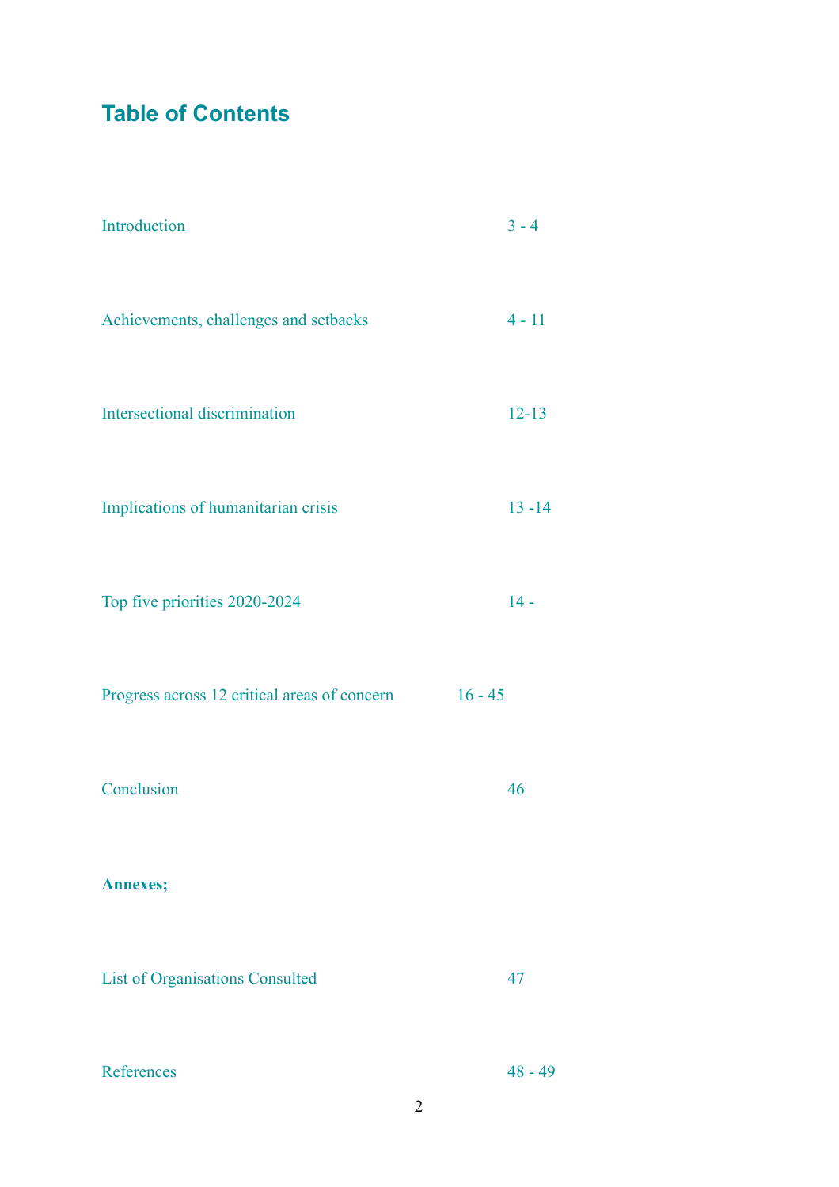## Table of Contents

| | |
|---|---|
| Introduction | 3 - 4 |
| Achievements, challenges and setbacks | 4 - 11 |
| Intersectional discrimination | 12-13 |
| Implications of humanitarian crisis | 13 -14 |
| Top five priorities 2020-2024 | 14 - |
| Progress across 12 critical areas of concern | 16 - 45 |
| Conclusion | 46 |
| **Annexes;** | |
| List of Organisations Consulted | 47 |
| References | 48 - 49 |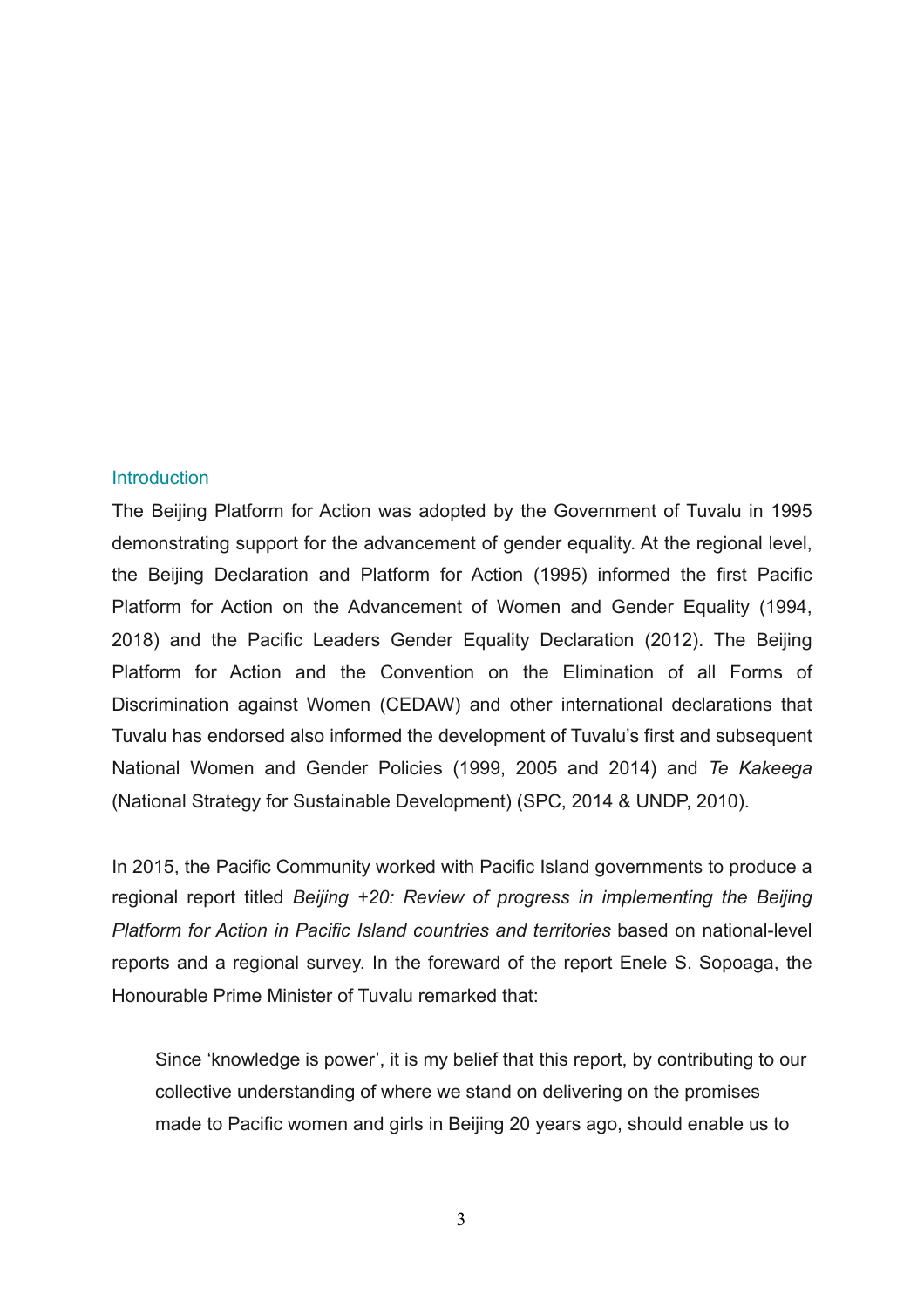## Introduction

The Beijing Platform for Action was adopted by the Government of Tuvalu in 1995 demonstrating support for the advancement of gender equality. At the regional level, the Beijing Declaration and Platform for Action (1995) informed the first Pacific Platform for Action on the Advancement of Women and Gender Equality (1994, 2018) and the Pacific Leaders Gender Equality Declaration (2012). The Beijing Platform for Action and the Convention on the Elimination of all Forms of Discrimination against Women (CEDAW) and other international declarations that Tuvalu has endorsed also informed the development of Tuvalu's first and subsequent National Women and Gender Policies (1999, 2005 and 2014) and *Te Kakeega* (National Strategy for Sustainable Development) (SPC, 2014 & UNDP, 2010).

In 2015, the Pacific Community worked with Pacific Island governments to produce a regional report titled *Beijing +20: Review of progress in implementing the Beijing Platform for Action in Pacific Island countries and territories* based on national-level reports and a regional survey. In the foreward of the report Enele S. Sopoaga, the Honourable Prime Minister of Tuvalu remarked that:

> Since 'knowledge is power', it is my belief that this report, by contributing to our collective understanding of where we stand on delivering on the promises made to Pacific women and girls in Beijing 20 years ago, should enable us to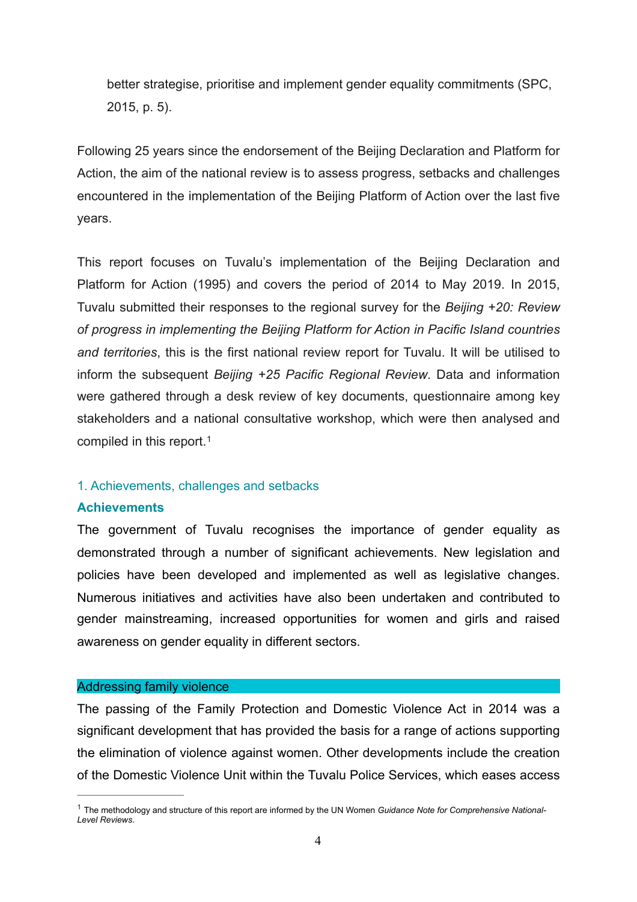better strategise, prioritise and implement gender equality commitments (SPC, 2015, p. 5).

Following 25 years since the endorsement of the Beijing Declaration and Platform for Action, the aim of the national review is to assess progress, setbacks and challenges encountered in the implementation of the Beijing Platform of Action over the last five years.

This report focuses on Tuvalu's implementation of the Beijing Declaration and Platform for Action (1995) and covers the period of 2014 to May 2019. In 2015, Tuvalu submitted their responses to the regional survey for the *Beijing +20: Review of progress in implementing the Beijing Platform for Action in Pacific Island countries and territories*, this is the first national review report for Tuvalu. It will be utilised to inform the subsequent *Beijing +25 Pacific Regional Review*. Data and information were gathered through a desk review of key documents, questionnaire among key stakeholders and a national consultative workshop, which were then analysed and compiled in this report.[1]

## 1. Achievements, challenges and setbacks

### Achievements

The government of Tuvalu recognises the importance of gender equality as demonstrated through a number of significant achievements. New legislation and policies have been developed and implemented as well as legislative changes. Numerous initiatives and activities have also been undertaken and contributed to gender mainstreaming, increased opportunities for women and girls and raised awareness on gender equality in different sectors.

#### Addressing family violence

The passing of the Family Protection and Domestic Violence Act in 2014 was a significant development that has provided the basis for a range of actions supporting the elimination of violence against women. Other developments include the creation of the Domestic Violence Unit within the Tuvalu Police Services, which eases access

---

[1] The methodology and structure of this report are informed by the UN Women *Guidance Note for Comprehensive National-Level Reviews.*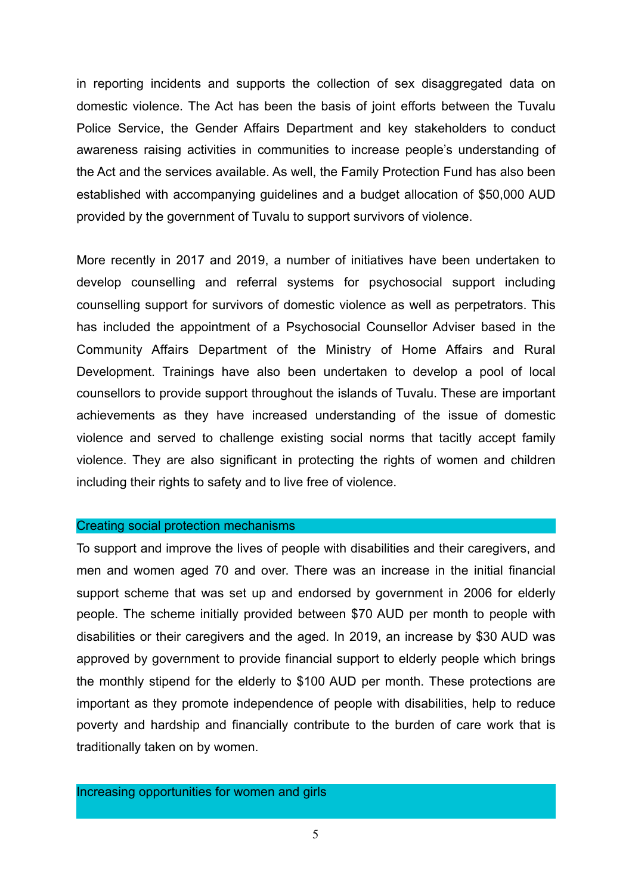in reporting incidents and supports the collection of sex disaggregated data on domestic violence. The Act has been the basis of joint efforts between the Tuvalu Police Service, the Gender Affairs Department and key stakeholders to conduct awareness raising activities in communities to increase people's understanding of the Act and the services available. As well, the Family Protection Fund has also been established with accompanying guidelines and a budget allocation of $50,000 AUD provided by the government of Tuvalu to support survivors of violence.

More recently in 2017 and 2019, a number of initiatives have been undertaken to develop counselling and referral systems for psychosocial support including counselling support for survivors of domestic violence as well as perpetrators. This has included the appointment of a Psychosocial Counsellor Adviser based in the Community Affairs Department of the Ministry of Home Affairs and Rural Development. Trainings have also been undertaken to develop a pool of local counsellors to provide support throughout the islands of Tuvalu. These are important achievements as they have increased understanding of the issue of domestic violence and served to challenge existing social norms that tacitly accept family violence. They are also significant in protecting the rights of women and children including their rights to safety and to live free of violence.

### Creating social protection mechanisms

To support and improve the lives of people with disabilities and their caregivers, and men and women aged 70 and over. There was an increase in the initial financial support scheme that was set up and endorsed by government in 2006 for elderly people. The scheme initially provided between $70 AUD per month to people with disabilities or their caregivers and the aged. In 2019, an increase by $30 AUD was approved by government to provide financial support to elderly people which brings the monthly stipend for the elderly to $100 AUD per month. These protections are important as they promote independence of people with disabilities, help to reduce poverty and hardship and financially contribute to the burden of care work that is traditionally taken on by women.

### Increasing opportunities for women and girls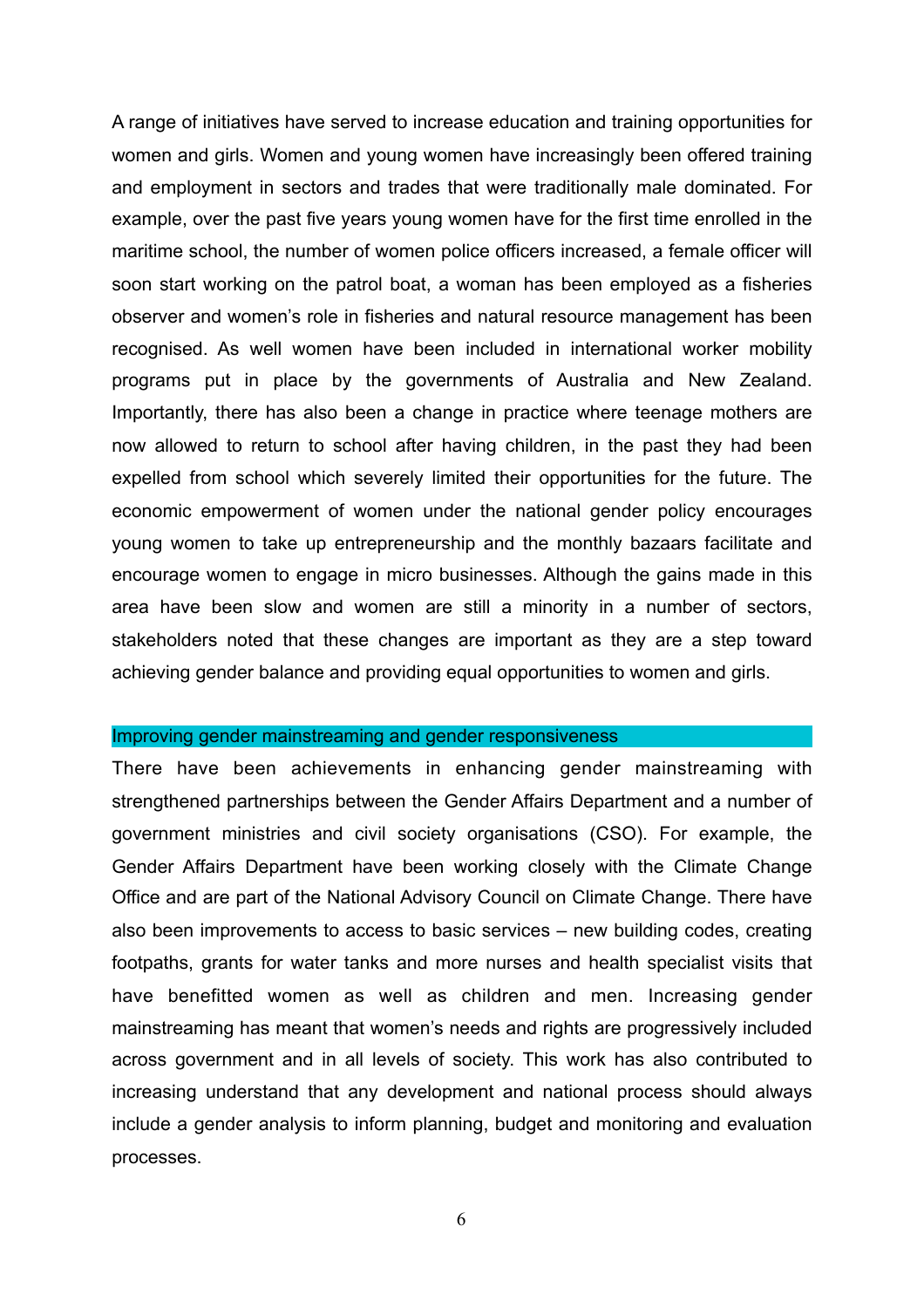A range of initiatives have served to increase education and training opportunities for women and girls. Women and young women have increasingly been offered training and employment in sectors and trades that were traditionally male dominated. For example, over the past five years young women have for the first time enrolled in the maritime school, the number of women police officers increased, a female officer will soon start working on the patrol boat, a woman has been employed as a fisheries observer and women's role in fisheries and natural resource management has been recognised. As well women have been included in international worker mobility programs put in place by the governments of Australia and New Zealand. Importantly, there has also been a change in practice where teenage mothers are now allowed to return to school after having children, in the past they had been expelled from school which severely limited their opportunities for the future. The economic empowerment of women under the national gender policy encourages young women to take up entrepreneurship and the monthly bazaars facilitate and encourage women to engage in micro businesses. Although the gains made in this area have been slow and women are still a minority in a number of sectors, stakeholders noted that these changes are important as they are a step toward achieving gender balance and providing equal opportunities to women and girls.

### Improving gender mainstreaming and gender responsiveness

There have been achievements in enhancing gender mainstreaming with strengthened partnerships between the Gender Affairs Department and a number of government ministries and civil society organisations (CSO). For example, the Gender Affairs Department have been working closely with the Climate Change Office and are part of the National Advisory Council on Climate Change. There have also been improvements to access to basic services – new building codes, creating footpaths, grants for water tanks and more nurses and health specialist visits that have benefitted women as well as children and men. Increasing gender mainstreaming has meant that women's needs and rights are progressively included across government and in all levels of society. This work has also contributed to increasing understand that any development and national process should always include a gender analysis to inform planning, budget and monitoring and evaluation processes.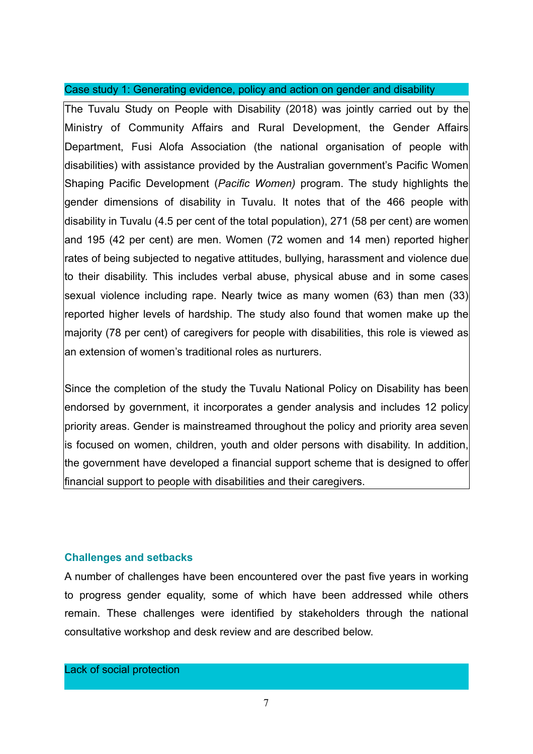### Case study 1: Generating evidence, policy and action on gender and disability

The Tuvalu Study on People with Disability (2018) was jointly carried out by the Ministry of Community Affairs and Rural Development, the Gender Affairs Department, Fusi Alofa Association (the national organisation of people with disabilities) with assistance provided by the Australian government's Pacific Women Shaping Pacific Development (*Pacific Women)* program. The study highlights the gender dimensions of disability in Tuvalu. It notes that of the 466 people with disability in Tuvalu (4.5 per cent of the total population), 271 (58 per cent) are women and 195 (42 per cent) are men. Women (72 women and 14 men) reported higher rates of being subjected to negative attitudes, bullying, harassment and violence due to their disability. This includes verbal abuse, physical abuse and in some cases sexual violence including rape. Nearly twice as many women (63) than men (33) reported higher levels of hardship. The study also found that women make up the majority (78 per cent) of caregivers for people with disabilities, this role is viewed as an extension of women's traditional roles as nurturers.

Since the completion of the study the Tuvalu National Policy on Disability has been endorsed by government, it incorporates a gender analysis and includes 12 policy priority areas. Gender is mainstreamed throughout the policy and priority area seven is focused on women, children, youth and older persons with disability. In addition, the government have developed a financial support scheme that is designed to offer financial support to people with disabilities and their caregivers.

## Challenges and setbacks

A number of challenges have been encountered over the past five years in working to progress gender equality, some of which have been addressed while others remain. These challenges were identified by stakeholders through the national consultative workshop and desk review and are described below.

### Lack of social protection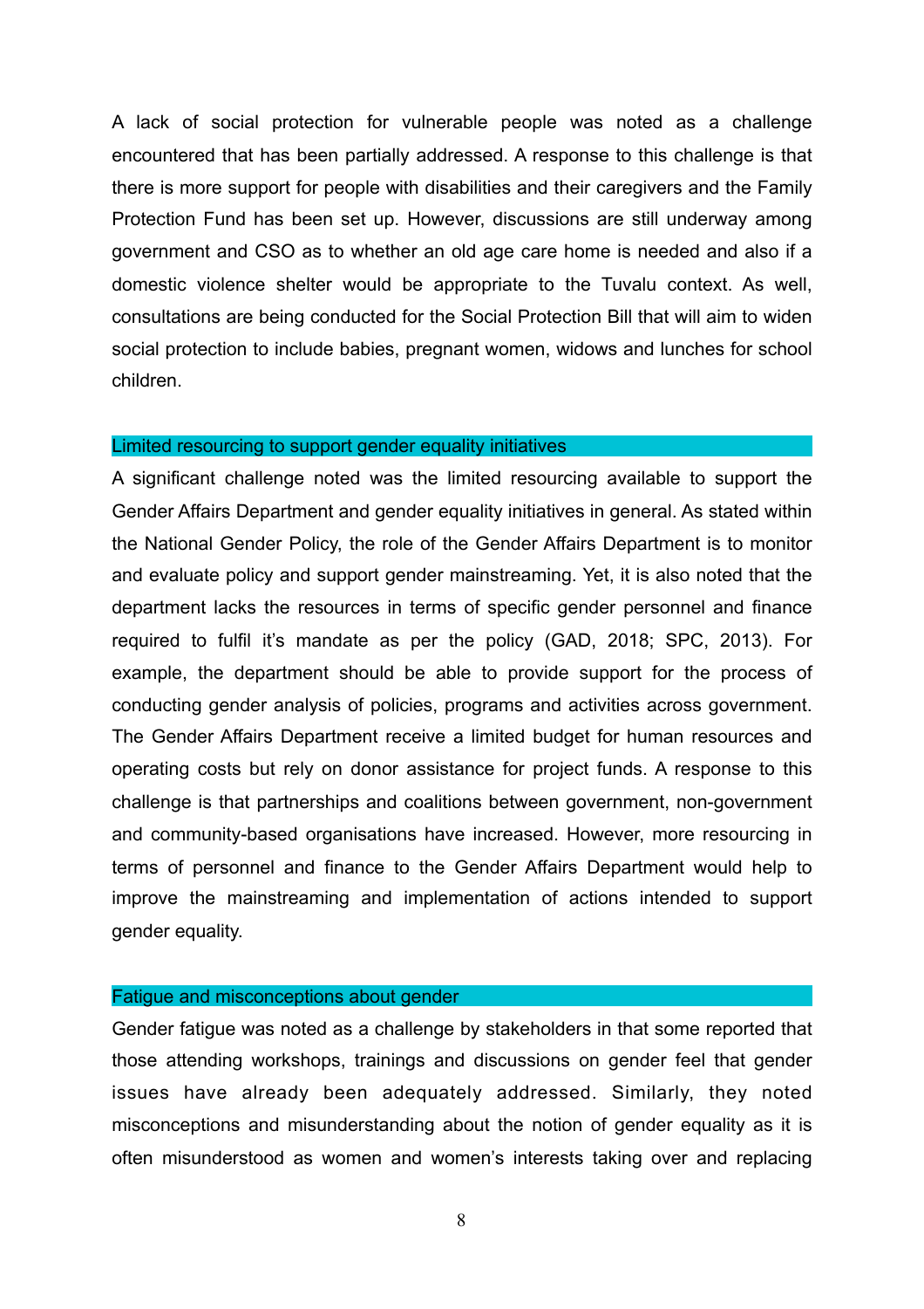A lack of social protection for vulnerable people was noted as a challenge encountered that has been partially addressed. A response to this challenge is that there is more support for people with disabilities and their caregivers and the Family Protection Fund has been set up. However, discussions are still underway among government and CSO as to whether an old age care home is needed and also if a domestic violence shelter would be appropriate to the Tuvalu context. As well, consultations are being conducted for the Social Protection Bill that will aim to widen social protection to include babies, pregnant women, widows and lunches for school children.

### Limited resourcing to support gender equality initiatives

A significant challenge noted was the limited resourcing available to support the Gender Affairs Department and gender equality initiatives in general. As stated within the National Gender Policy, the role of the Gender Affairs Department is to monitor and evaluate policy and support gender mainstreaming. Yet, it is also noted that the department lacks the resources in terms of specific gender personnel and finance required to fulfil it's mandate as per the policy (GAD, 2018; SPC, 2013). For example, the department should be able to provide support for the process of conducting gender analysis of policies, programs and activities across government. The Gender Affairs Department receive a limited budget for human resources and operating costs but rely on donor assistance for project funds. A response to this challenge is that partnerships and coalitions between government, non-government and community-based organisations have increased. However, more resourcing in terms of personnel and finance to the Gender Affairs Department would help to improve the mainstreaming and implementation of actions intended to support gender equality.

### Fatigue and misconceptions about gender

Gender fatigue was noted as a challenge by stakeholders in that some reported that those attending workshops, trainings and discussions on gender feel that gender issues have already been adequately addressed. Similarly, they noted misconceptions and misunderstanding about the notion of gender equality as it is often misunderstood as women and women's interests taking over and replacing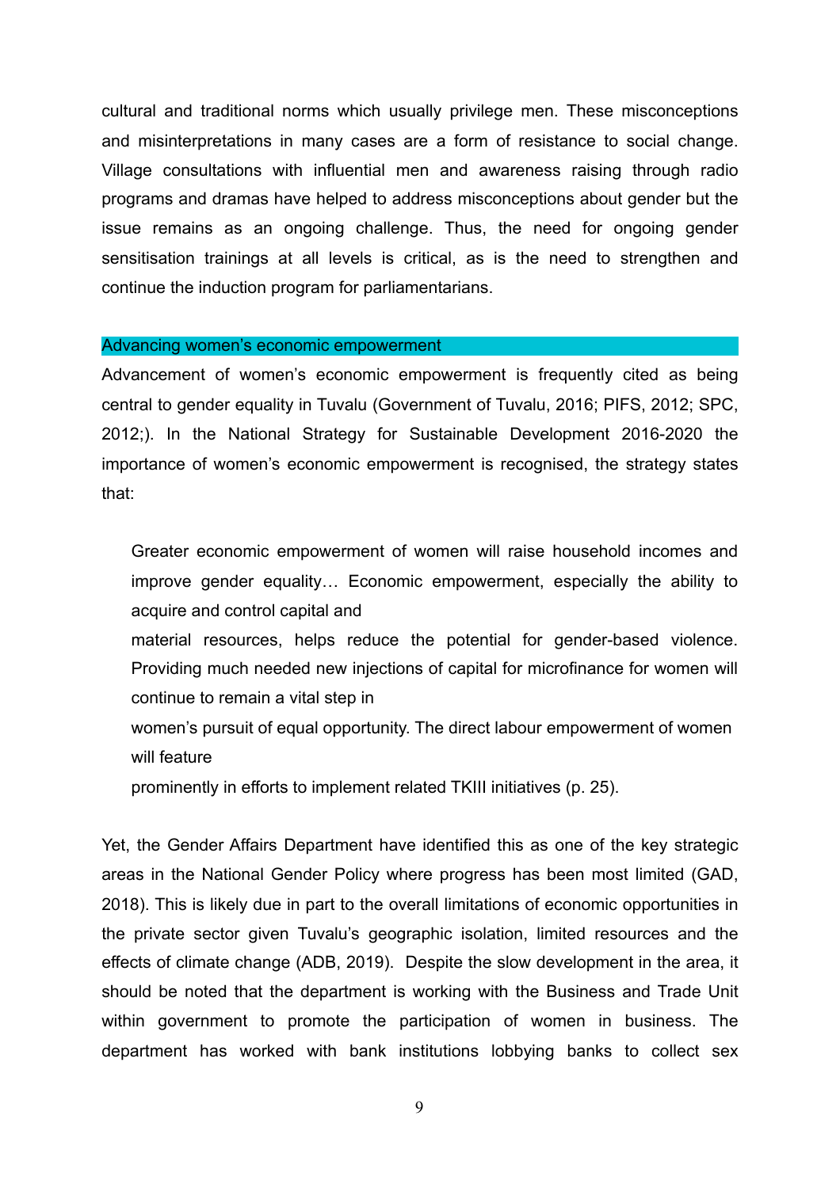cultural and traditional norms which usually privilege men. These misconceptions and misinterpretations in many cases are a form of resistance to social change. Village consultations with influential men and awareness raising through radio programs and dramas have helped to address misconceptions about gender but the issue remains as an ongoing challenge. Thus, the need for ongoing gender sensitisation trainings at all levels is critical, as is the need to strengthen and continue the induction program for parliamentarians.

### Advancing women's economic empowerment

Advancement of women's economic empowerment is frequently cited as being central to gender equality in Tuvalu (Government of Tuvalu, 2016; PIFS, 2012; SPC, 2012;). In the National Strategy for Sustainable Development 2016-2020 the importance of women's economic empowerment is recognised, the strategy states that:

> Greater economic empowerment of women will raise household incomes and improve gender equality… Economic empowerment, especially the ability to acquire and control capital and
> material resources, helps reduce the potential for gender-based violence. Providing much needed new injections of capital for microfinance for women will continue to remain a vital step in
> women's pursuit of equal opportunity. The direct labour empowerment of women will feature
> prominently in efforts to implement related TKIII initiatives (p. 25).

Yet, the Gender Affairs Department have identified this as one of the key strategic areas in the National Gender Policy where progress has been most limited (GAD, 2018). This is likely due in part to the overall limitations of economic opportunities in the private sector given Tuvalu's geographic isolation, limited resources and the effects of climate change (ADB, 2019). Despite the slow development in the area, it should be noted that the department is working with the Business and Trade Unit within government to promote the participation of women in business. The department has worked with bank institutions lobbying banks to collect sex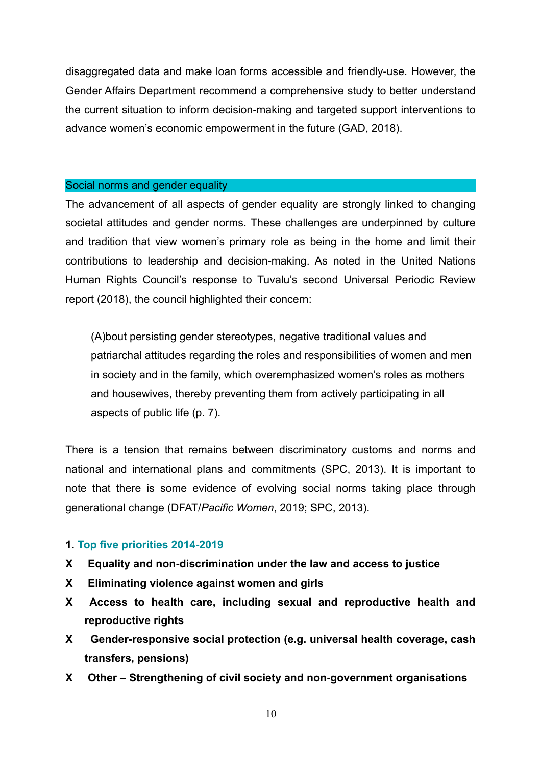disaggregated data and make loan forms accessible and friendly-use. However, the Gender Affairs Department recommend a comprehensive study to better understand the current situation to inform decision-making and targeted support interventions to advance women's economic empowerment in the future (GAD, 2018).

### Social norms and gender equality

The advancement of all aspects of gender equality are strongly linked to changing societal attitudes and gender norms. These challenges are underpinned by culture and tradition that view women's primary role as being in the home and limit their contributions to leadership and decision-making. As noted in the United Nations Human Rights Council's response to Tuvalu's second Universal Periodic Review report (2018), the council highlighted their concern:

> (A)bout persisting gender stereotypes, negative traditional values and patriarchal attitudes regarding the roles and responsibilities of women and men in society and in the family, which overemphasized women's roles as mothers and housewives, thereby preventing them from actively participating in all aspects of public life (p. 7).

There is a tension that remains between discriminatory customs and norms and national and international plans and commitments (SPC, 2013). It is important to note that there is some evidence of evolving social norms taking place through generational change (DFAT/*Pacific Women*, 2019; SPC, 2013).

## 1. Top five priorities 2014-2019

- **X Equality and non-discrimination under the law and access to justice**
- **X Eliminating violence against women and girls**
- **X Access to health care, including sexual and reproductive health and reproductive rights**
- **X Gender-responsive social protection (e.g. universal health coverage, cash transfers, pensions)**
- **X Other – Strengthening of civil society and non-government organisations**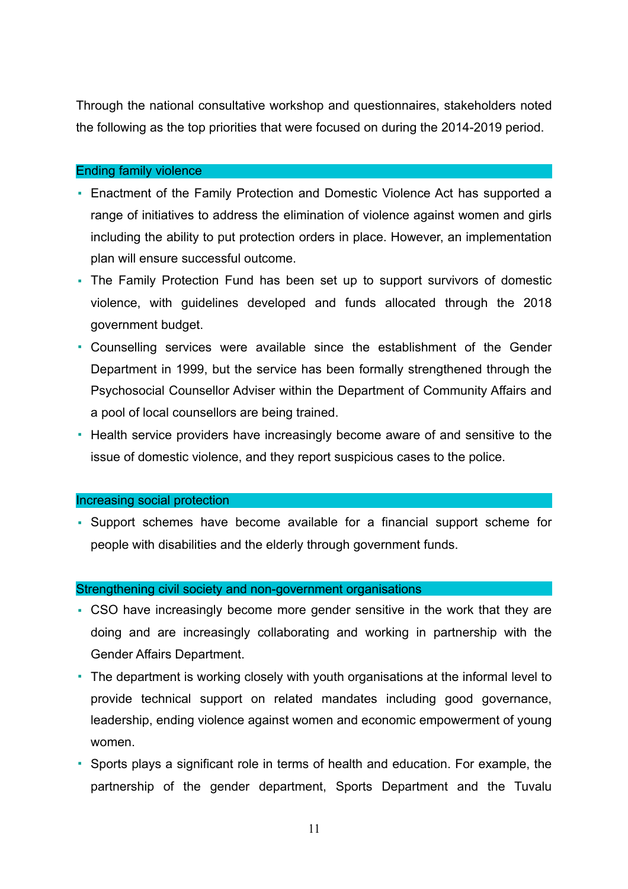Through the national consultative workshop and questionnaires, stakeholders noted the following as the top priorities that were focused on during the 2014-2019 period.

### Ending family violence

- Enactment of the Family Protection and Domestic Violence Act has supported a range of initiatives to address the elimination of violence against women and girls including the ability to put protection orders in place. However, an implementation plan will ensure successful outcome.
- The Family Protection Fund has been set up to support survivors of domestic violence, with guidelines developed and funds allocated through the 2018 government budget.
- Counselling services were available since the establishment of the Gender Department in 1999, but the service has been formally strengthened through the Psychosocial Counsellor Adviser within the Department of Community Affairs and a pool of local counsellors are being trained.
- Health service providers have increasingly become aware of and sensitive to the issue of domestic violence, and they report suspicious cases to the police.

### Increasing social protection

- Support schemes have become available for a financial support scheme for people with disabilities and the elderly through government funds.

### Strengthening civil society and non-government organisations

- CSO have increasingly become more gender sensitive in the work that they are doing and are increasingly collaborating and working in partnership with the Gender Affairs Department.
- The department is working closely with youth organisations at the informal level to provide technical support on related mandates including good governance, leadership, ending violence against women and economic empowerment of young women.
- Sports plays a significant role in terms of health and education. For example, the partnership of the gender department, Sports Department and the Tuvalu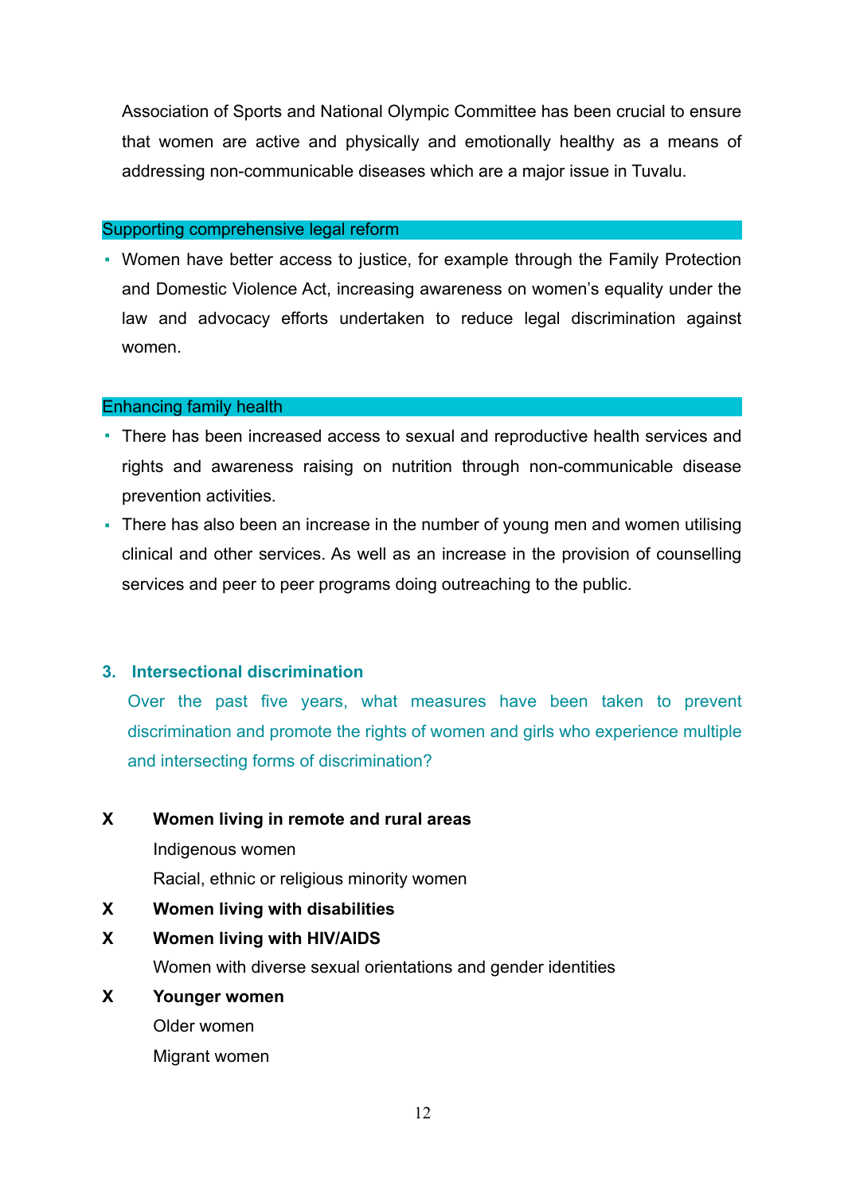Association of Sports and National Olympic Committee has been crucial to ensure that women are active and physically and emotionally healthy as a means of addressing non-communicable diseases which are a major issue in Tuvalu.

### Supporting comprehensive legal reform

- Women have better access to justice, for example through the Family Protection and Domestic Violence Act, increasing awareness on women's equality under the law and advocacy efforts undertaken to reduce legal discrimination against women.

### Enhancing family health

- There has been increased access to sexual and reproductive health services and rights and awareness raising on nutrition through non-communicable disease prevention activities.
- There has also been an increase in the number of young men and women utilising clinical and other services. As well as an increase in the provision of counselling services and peer to peer programs doing outreaching to the public.

## 3. Intersectional discrimination

Over the past five years, what measures have been taken to prevent discrimination and promote the rights of women and girls who experience multiple and intersecting forms of discrimination?

X **Women living in remote and rural areas**

Indigenous women

Racial, ethnic or religious minority women

X **Women living with disabilities**

X **Women living with HIV/AIDS**

Women with diverse sexual orientations and gender identities

X **Younger women**

Older women

Migrant women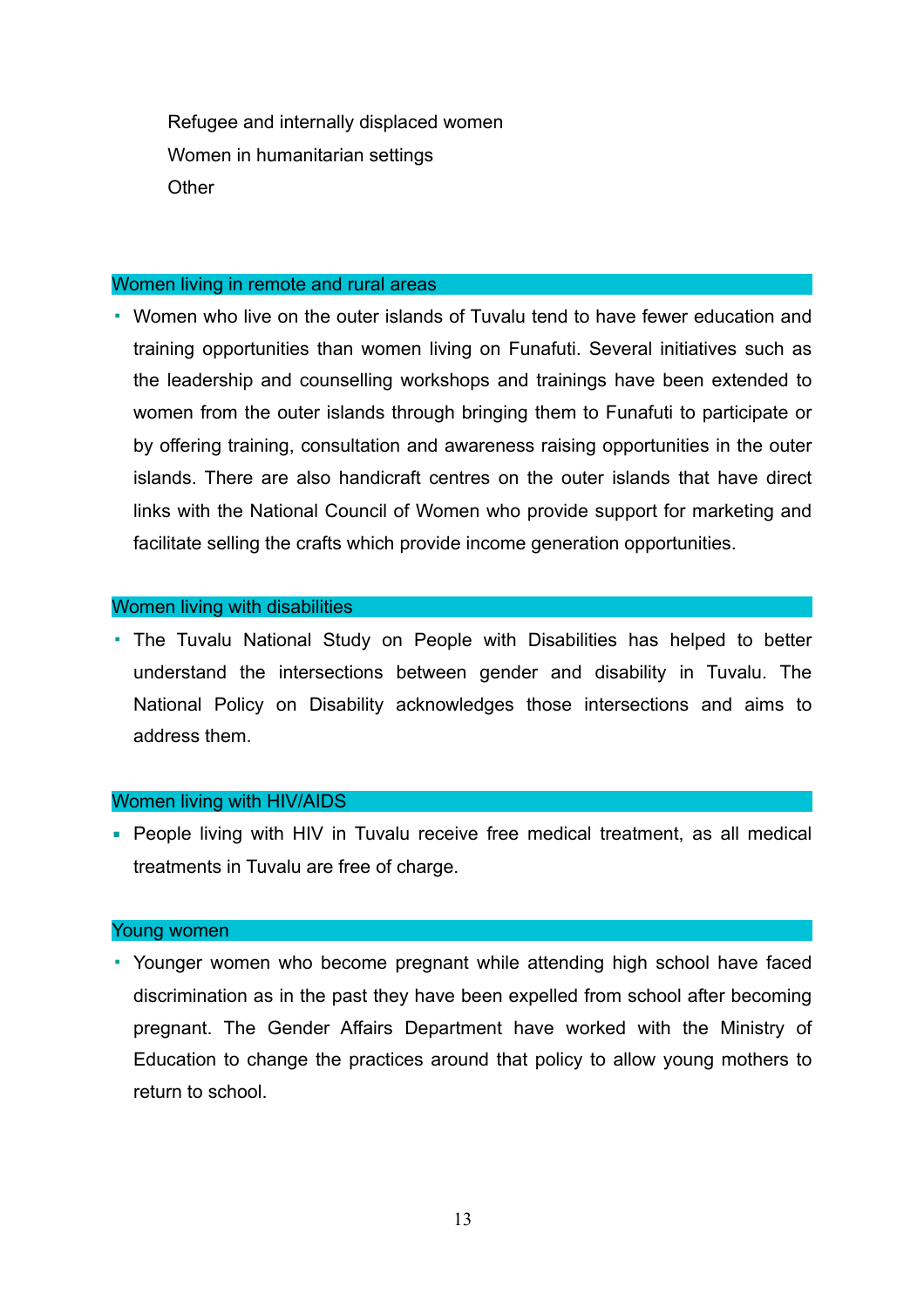Refugee and internally displaced women

Women in humanitarian settings

Other

## Women living in remote and rural areas

- Women who live on the outer islands of Tuvalu tend to have fewer education and training opportunities than women living on Funafuti. Several initiatives such as the leadership and counselling workshops and trainings have been extended to women from the outer islands through bringing them to Funafuti to participate or by offering training, consultation and awareness raising opportunities in the outer islands. There are also handicraft centres on the outer islands that have direct links with the National Council of Women who provide support for marketing and facilitate selling the crafts which provide income generation opportunities.

## Women living with disabilities

- The Tuvalu National Study on People with Disabilities has helped to better understand the intersections between gender and disability in Tuvalu. The National Policy on Disability acknowledges those intersections and aims to address them.

## Women living with HIV/AIDS

- People living with HIV in Tuvalu receive free medical treatment, as all medical treatments in Tuvalu are free of charge.

## Young women

- Younger women who become pregnant while attending high school have faced discrimination as in the past they have been expelled from school after becoming pregnant. The Gender Affairs Department have worked with the Ministry of Education to change the practices around that policy to allow young mothers to return to school.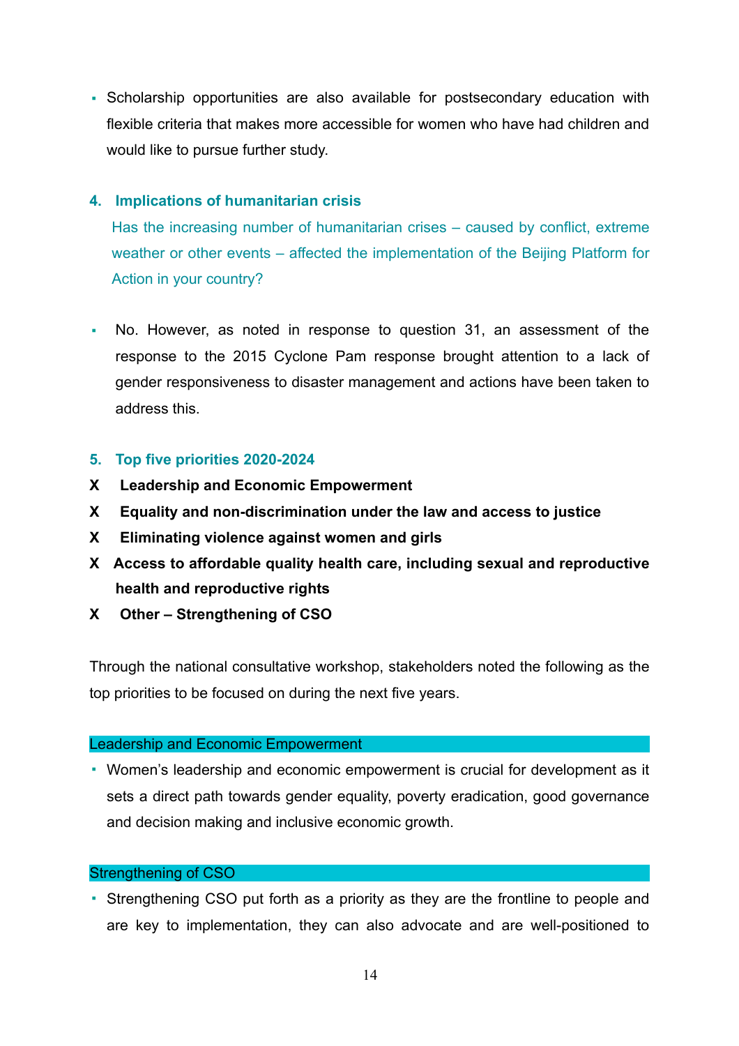- Scholarship opportunities are also available for postsecondary education with flexible criteria that makes more accessible for women who have had children and would like to pursue further study.

### 4. Implications of humanitarian crisis

Has the increasing number of humanitarian crises – caused by conflict, extreme weather or other events – affected the implementation of the Beijing Platform for Action in your country?

- No. However, as noted in response to question 31, an assessment of the response to the 2015 Cyclone Pam response brought attention to a lack of gender responsiveness to disaster management and actions have been taken to address this.

### 5. Top five priorities 2020-2024

**X Leadership and Economic Empowerment**

**X Equality and non-discrimination under the law and access to justice**

**X Eliminating violence against women and girls**

**X Access to affordable quality health care, including sexual and reproductive health and reproductive rights**

**X Other – Strengthening of CSO**

Through the national consultative workshop, stakeholders noted the following as the top priorities to be focused on during the next five years.

#### Leadership and Economic Empowerment

- Women's leadership and economic empowerment is crucial for development as it sets a direct path towards gender equality, poverty eradication, good governance and decision making and inclusive economic growth.

#### Strengthening of CSO

- Strengthening CSO put forth as a priority as they are the frontline to people and are key to implementation, they can also advocate and are well-positioned to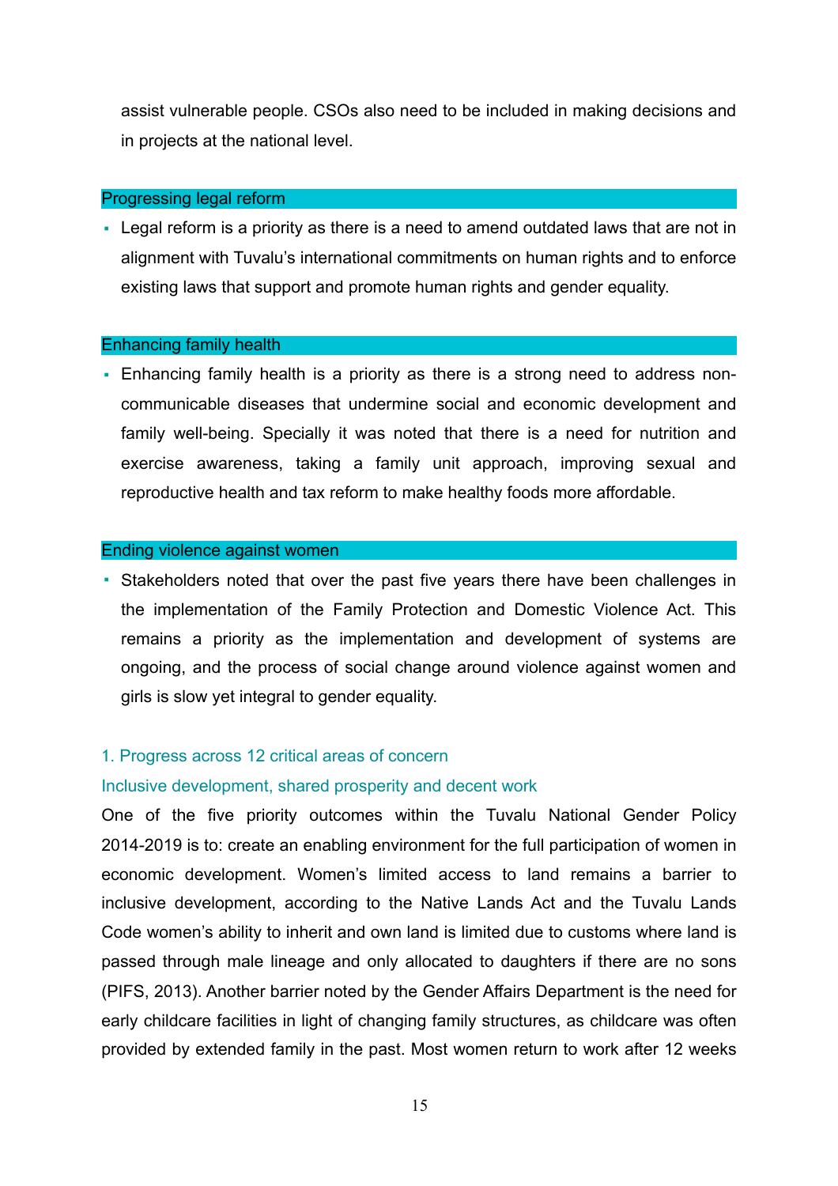assist vulnerable people. CSOs also need to be included in making decisions and in projects at the national level.

### Progressing legal reform

- Legal reform is a priority as there is a need to amend outdated laws that are not in alignment with Tuvalu's international commitments on human rights and to enforce existing laws that support and promote human rights and gender equality.

### Enhancing family health

- Enhancing family health is a priority as there is a strong need to address non-communicable diseases that undermine social and economic development and family well-being. Specially it was noted that there is a need for nutrition and exercise awareness, taking a family unit approach, improving sexual and reproductive health and tax reform to make healthy foods more affordable.

### Ending violence against women

- Stakeholders noted that over the past five years there have been challenges in the implementation of the Family Protection and Domestic Violence Act. This remains a priority as the implementation and development of systems are ongoing, and the process of social change around violence against women and girls is slow yet integral to gender equality.

## 1. Progress across 12 critical areas of concern

### Inclusive development, shared prosperity and decent work

One of the five priority outcomes within the Tuvalu National Gender Policy 2014-2019 is to: create an enabling environment for the full participation of women in economic development. Women's limited access to land remains a barrier to inclusive development, according to the Native Lands Act and the Tuvalu Lands Code women's ability to inherit and own land is limited due to customs where land is passed through male lineage and only allocated to daughters if there are no sons (PIFS, 2013). Another barrier noted by the Gender Affairs Department is the need for early childcare facilities in light of changing family structures, as childcare was often provided by extended family in the past. Most women return to work after 12 weeks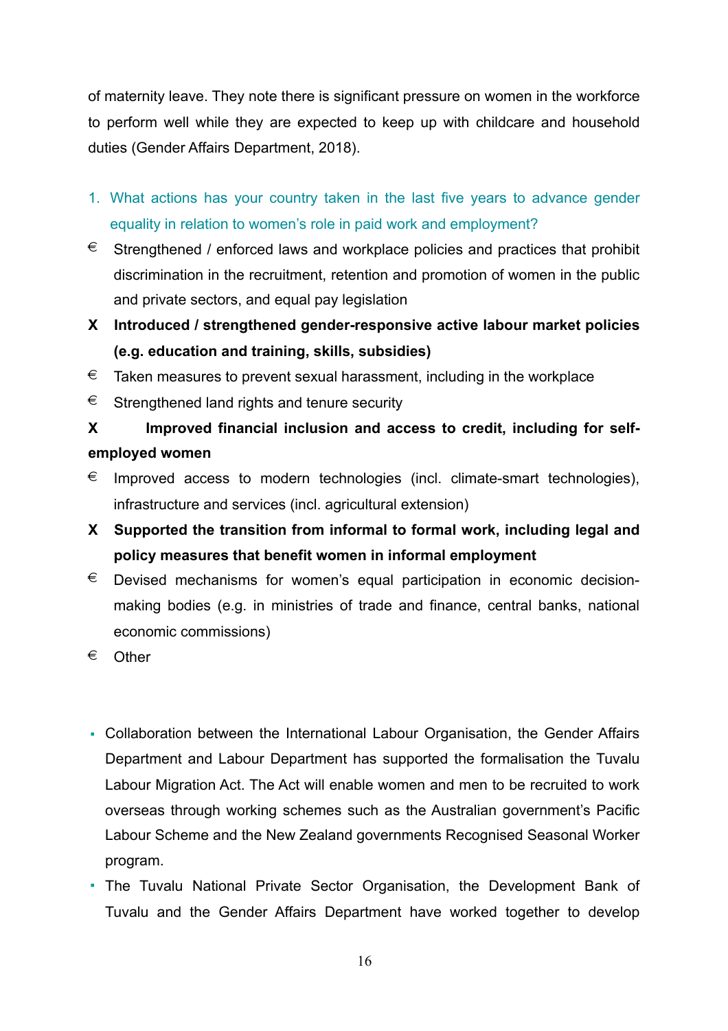of maternity leave. They note there is significant pressure on women in the workforce to perform well while they are expected to keep up with childcare and household duties (Gender Affairs Department, 2018).

1. What actions has your country taken in the last five years to advance gender equality in relation to women's role in paid work and employment?

€ Strengthened / enforced laws and workplace policies and practices that prohibit discrimination in the recruitment, retention and promotion of women in the public and private sectors, and equal pay legislation

**X Introduced / strengthened gender-responsive active labour market policies (e.g. education and training, skills, subsidies)**

€ Taken measures to prevent sexual harassment, including in the workplace

€ Strengthened land rights and tenure security

**X Improved financial inclusion and access to credit, including for self-employed women**

€ Improved access to modern technologies (incl. climate-smart technologies), infrastructure and services (incl. agricultural extension)

**X Supported the transition from informal to formal work, including legal and policy measures that benefit women in informal employment**

€ Devised mechanisms for women's equal participation in economic decision-making bodies (e.g. in ministries of trade and finance, central banks, national economic commissions)

€ Other

- Collaboration between the International Labour Organisation, the Gender Affairs Department and Labour Department has supported the formalisation the Tuvalu Labour Migration Act. The Act will enable women and men to be recruited to work overseas through working schemes such as the Australian government's Pacific Labour Scheme and the New Zealand governments Recognised Seasonal Worker program.
- The Tuvalu National Private Sector Organisation, the Development Bank of Tuvalu and the Gender Affairs Department have worked together to develop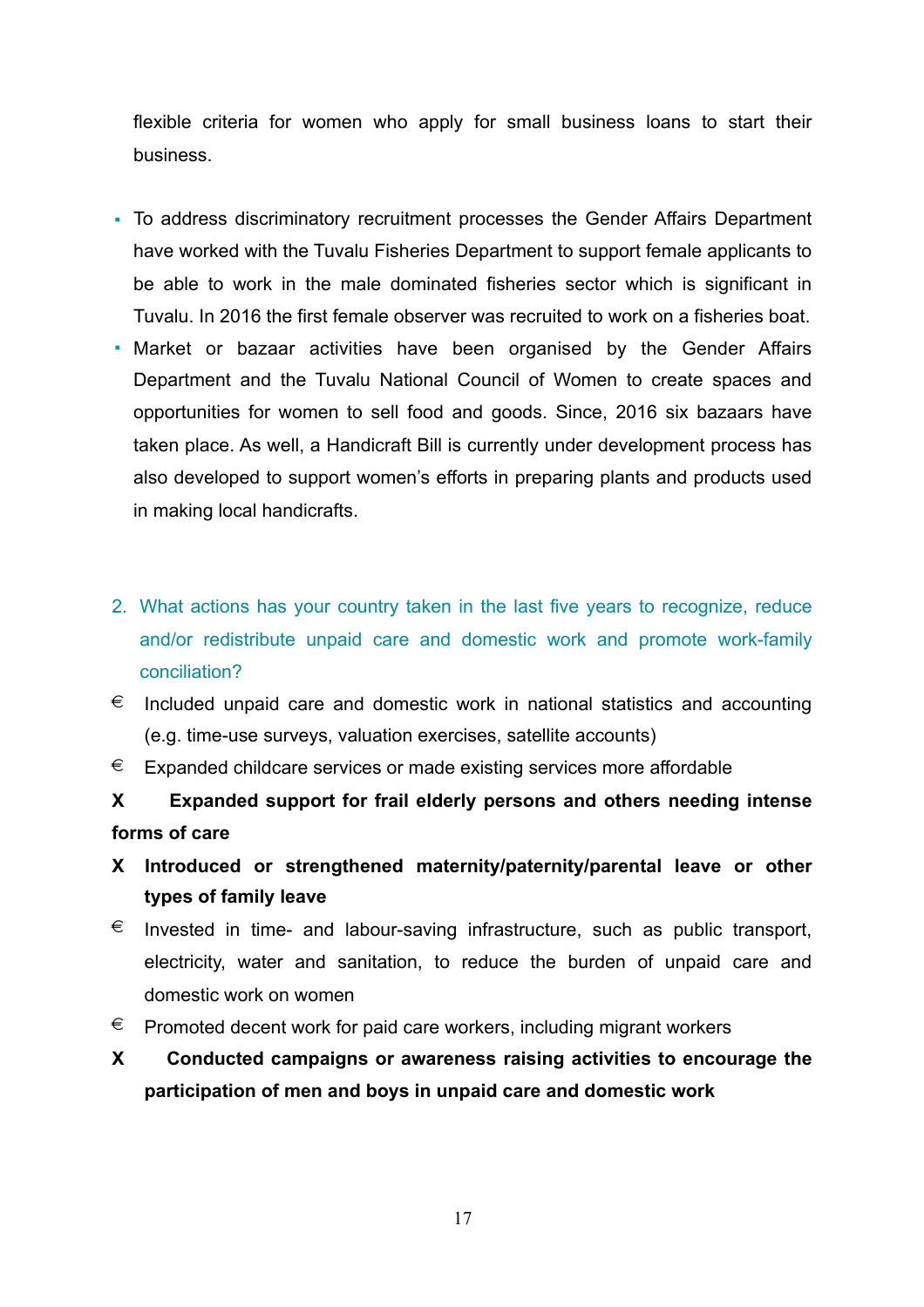flexible criteria for women who apply for small business loans to start their business.

- To address discriminatory recruitment processes the Gender Affairs Department have worked with the Tuvalu Fisheries Department to support female applicants to be able to work in the male dominated fisheries sector which is significant in Tuvalu. In 2016 the first female observer was recruited to work on a fisheries boat.
- Market or bazaar activities have been organised by the Gender Affairs Department and the Tuvalu National Council of Women to create spaces and opportunities for women to sell food and goods. Since, 2016 six bazaars have taken place. As well, a Handicraft Bill is currently under development process has also developed to support women's efforts in preparing plants and products used in making local handicrafts.

2. What actions has your country taken in the last five years to recognize, reduce and/or redistribute unpaid care and domestic work and promote work-family conciliation?

€ Included unpaid care and domestic work in national statistics and accounting (e.g. time-use surveys, valuation exercises, satellite accounts)

€ Expanded childcare services or made existing services more affordable

**X Expanded support for frail elderly persons and others needing intense forms of care**

**X Introduced or strengthened maternity/paternity/parental leave or other types of family leave**

€ Invested in time- and labour-saving infrastructure, such as public transport, electricity, water and sanitation, to reduce the burden of unpaid care and domestic work on women

€ Promoted decent work for paid care workers, including migrant workers

**X Conducted campaigns or awareness raising activities to encourage the participation of men and boys in unpaid care and domestic work**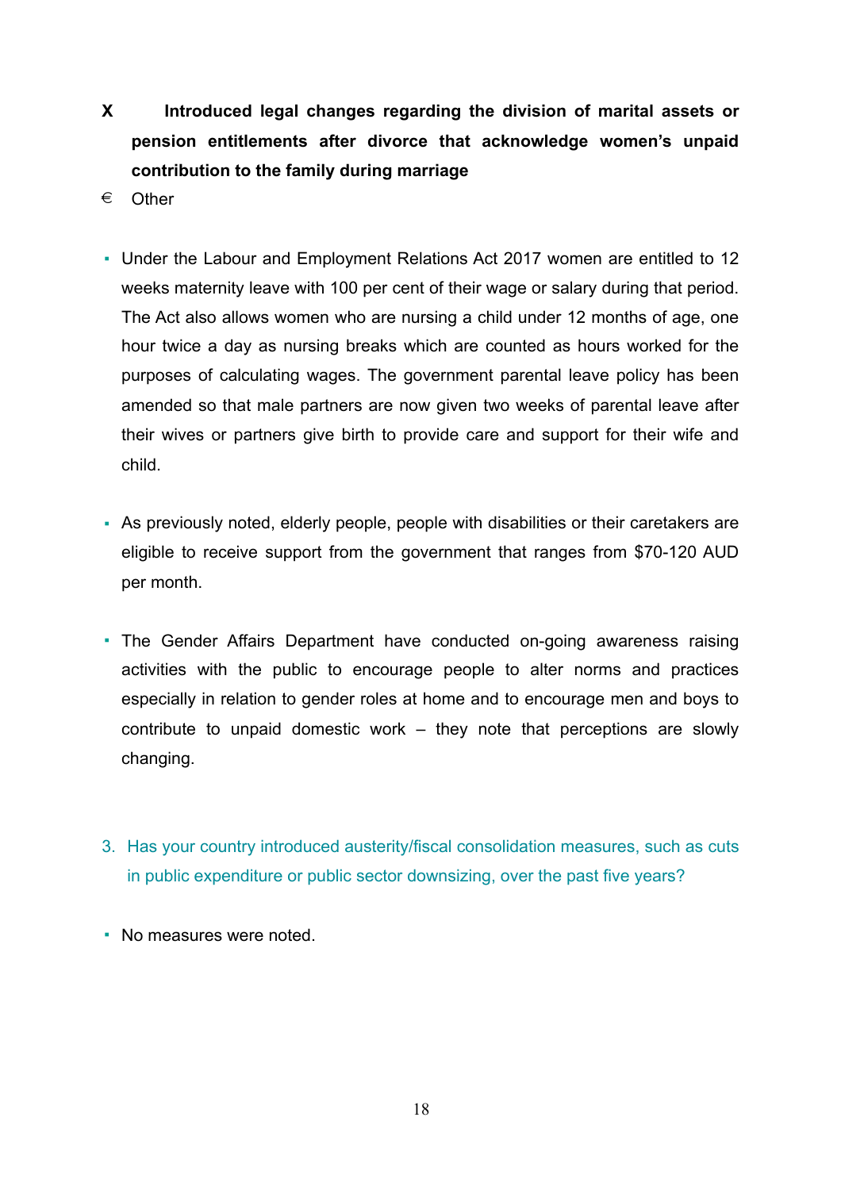X **Introduced legal changes regarding the division of marital assets or pension entitlements after divorce that acknowledge women's unpaid contribution to the family during marriage**

€ Other

- Under the Labour and Employment Relations Act 2017 women are entitled to 12 weeks maternity leave with 100 per cent of their wage or salary during that period. The Act also allows women who are nursing a child under 12 months of age, one hour twice a day as nursing breaks which are counted as hours worked for the purposes of calculating wages. The government parental leave policy has been amended so that male partners are now given two weeks of parental leave after their wives or partners give birth to provide care and support for their wife and child.

- As previously noted, elderly people, people with disabilities or their caretakers are eligible to receive support from the government that ranges from $70-120 AUD per month.

- The Gender Affairs Department have conducted on-going awareness raising activities with the public to encourage people to alter norms and practices especially in relation to gender roles at home and to encourage men and boys to contribute to unpaid domestic work – they note that perceptions are slowly changing.

3. Has your country introduced austerity/fiscal consolidation measures, such as cuts in public expenditure or public sector downsizing, over the past five years?

- No measures were noted.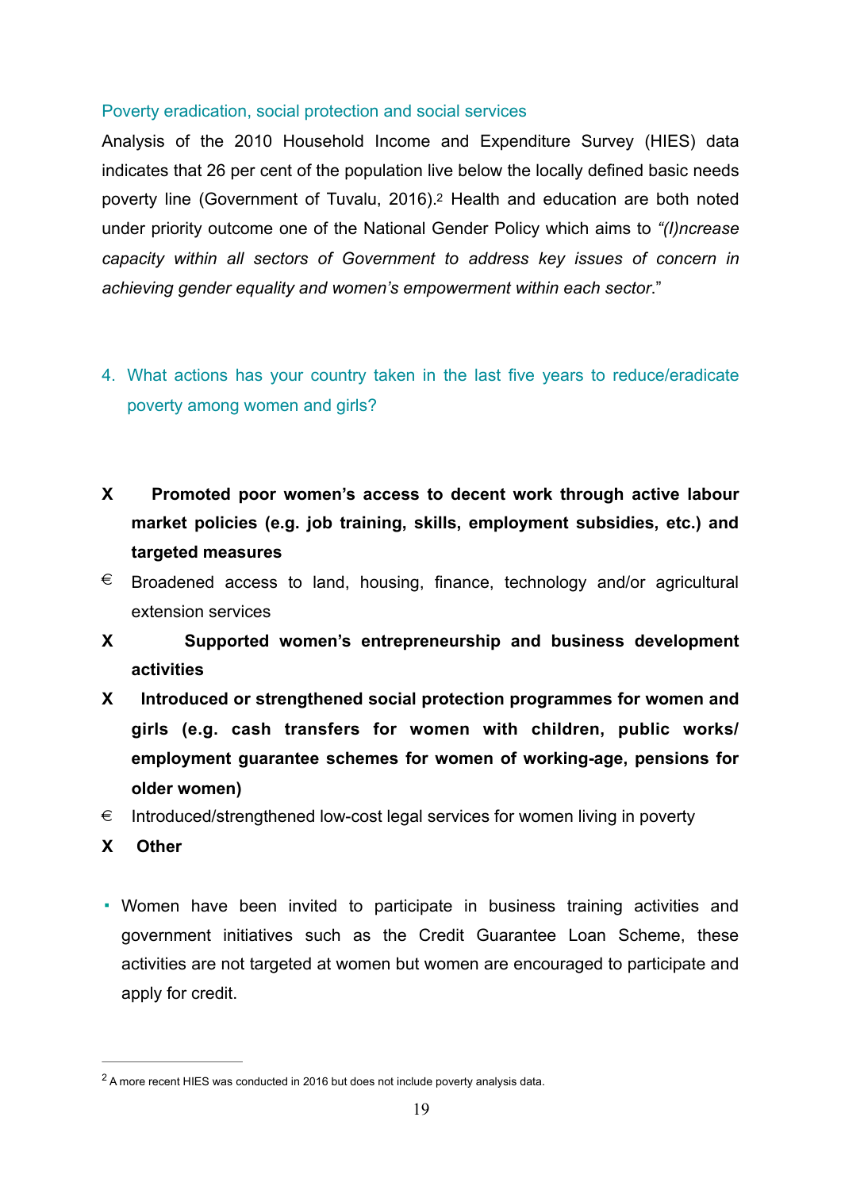### Poverty eradication, social protection and social services

Analysis of the 2010 Household Income and Expenditure Survey (HIES) data indicates that 26 per cent of the population live below the locally defined basic needs poverty line (Government of Tuvalu, 2016).[2] Health and education are both noted under priority outcome one of the National Gender Policy which aims to *"(I)ncrease capacity within all sectors of Government to address key issues of concern in achieving gender equality and women's empowerment within each sector*."

4. What actions has your country taken in the last five years to reduce/eradicate poverty among women and girls?

X **Promoted poor women's access to decent work through active labour market policies (e.g. job training, skills, employment subsidies, etc.) and targeted measures**

€ Broadened access to land, housing, finance, technology and/or agricultural extension services

X **Supported women's entrepreneurship and business development activities**

X **Introduced or strengthened social protection programmes for women and girls (e.g. cash transfers for women with children, public works/ employment guarantee schemes for women of working-age, pensions for older women)**

€ Introduced/strengthened low-cost legal services for women living in poverty

X **Other**

- Women have been invited to participate in business training activities and government initiatives such as the Credit Guarantee Loan Scheme, these activities are not targeted at women but women are encouraged to participate and apply for credit.

---

[2] A more recent HIES was conducted in 2016 but does not include poverty analysis data.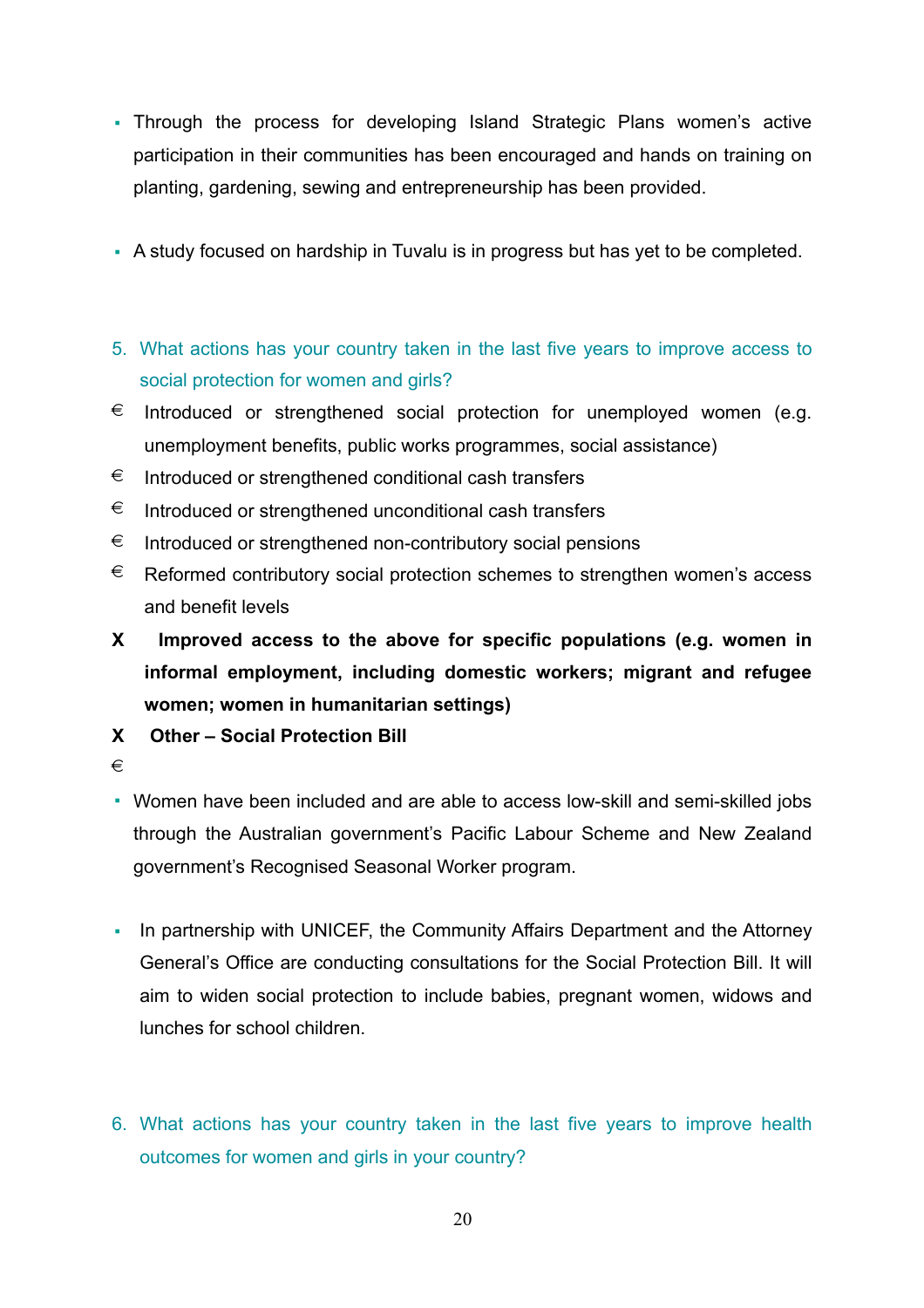- Through the process for developing Island Strategic Plans women's active participation in their communities has been encouraged and hands on training on planting, gardening, sewing and entrepreneurship has been provided.

- A study focused on hardship in Tuvalu is in progress but has yet to be completed.

5. What actions has your country taken in the last five years to improve access to social protection for women and girls?

€ Introduced or strengthened social protection for unemployed women (e.g. unemployment benefits, public works programmes, social assistance)

€ Introduced or strengthened conditional cash transfers

€ Introduced or strengthened unconditional cash transfers

€ Introduced or strengthened non-contributory social pensions

€ Reformed contributory social protection schemes to strengthen women's access and benefit levels

**X Improved access to the above for specific populations (e.g. women in informal employment, including domestic workers; migrant and refugee women; women in humanitarian settings)**

**X Other – Social Protection Bill**

€

- Women have been included and are able to access low-skill and semi-skilled jobs through the Australian government's Pacific Labour Scheme and New Zealand government's Recognised Seasonal Worker program.

- In partnership with UNICEF, the Community Affairs Department and the Attorney General's Office are conducting consultations for the Social Protection Bill. It will aim to widen social protection to include babies, pregnant women, widows and lunches for school children.

6. What actions has your country taken in the last five years to improve health outcomes for women and girls in your country?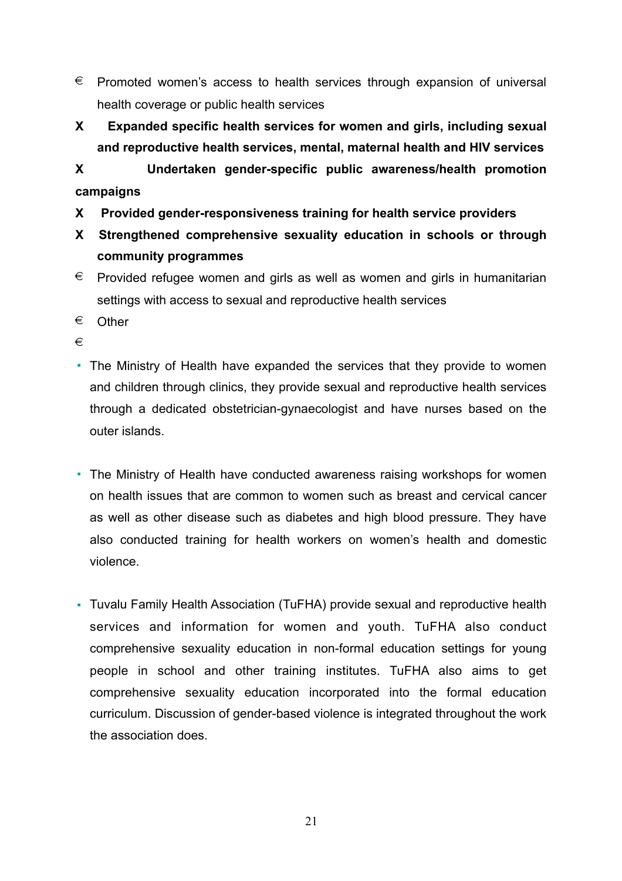€ Promoted women's access to health services through expansion of universal health coverage or public health services

**X Expanded specific health services for women and girls, including sexual and reproductive health services, mental, maternal health and HIV services**

**X Undertaken gender-specific public awareness/health promotion campaigns**

**X Provided gender-responsiveness training for health service providers**

**X Strengthened comprehensive sexuality education in schools or through community programmes**

€ Provided refugee women and girls as well as women and girls in humanitarian settings with access to sexual and reproductive health services

€ Other

€

- The Ministry of Health have expanded the services that they provide to women and children through clinics, they provide sexual and reproductive health services through a dedicated obstetrician-gynaecologist and have nurses based on the outer islands.

- The Ministry of Health have conducted awareness raising workshops for women on health issues that are common to women such as breast and cervical cancer as well as other disease such as diabetes and high blood pressure. They have also conducted training for health workers on women's health and domestic violence.

- Tuvalu Family Health Association (TuFHA) provide sexual and reproductive health services and information for women and youth. TuFHA also conduct comprehensive sexuality education in non-formal education settings for young people in school and other training institutes. TuFHA also aims to get comprehensive sexuality education incorporated into the formal education curriculum. Discussion of gender-based violence is integrated throughout the work the association does.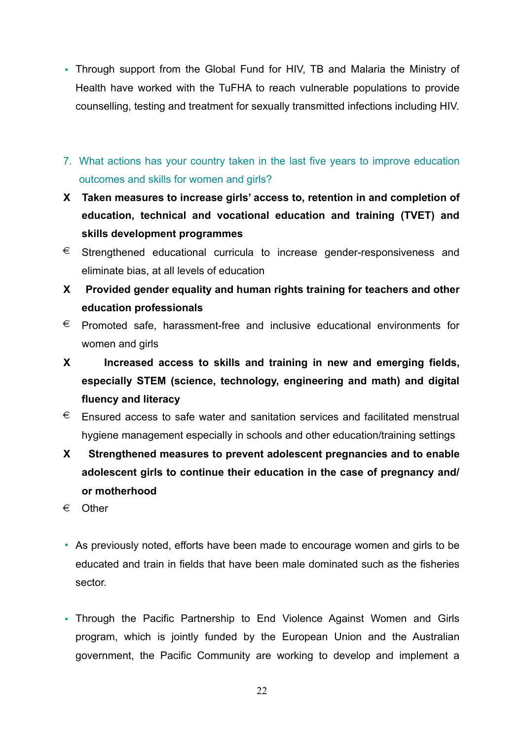- Through support from the Global Fund for HIV, TB and Malaria the Ministry of Health have worked with the TuFHA to reach vulnerable populations to provide counselling, testing and treatment for sexually transmitted infections including HIV.

7. What actions has your country taken in the last five years to improve education outcomes and skills for women and girls?

X **Taken measures to increase girls' access to, retention in and completion of education, technical and vocational education and training (TVET) and skills development programmes**

€ Strengthened educational curricula to increase gender-responsiveness and eliminate bias, at all levels of education

X **Provided gender equality and human rights training for teachers and other education professionals**

€ Promoted safe, harassment-free and inclusive educational environments for women and girls

X **Increased access to skills and training in new and emerging fields, especially STEM (science, technology, engineering and math) and digital fluency and literacy**

€ Ensured access to safe water and sanitation services and facilitated menstrual hygiene management especially in schools and other education/training settings

X **Strengthened measures to prevent adolescent pregnancies and to enable adolescent girls to continue their education in the case of pregnancy and/ or motherhood**

€ Other

- As previously noted, efforts have been made to encourage women and girls to be educated and train in fields that have been male dominated such as the fisheries sector.

- Through the Pacific Partnership to End Violence Against Women and Girls program, which is jointly funded by the European Union and the Australian government, the Pacific Community are working to develop and implement a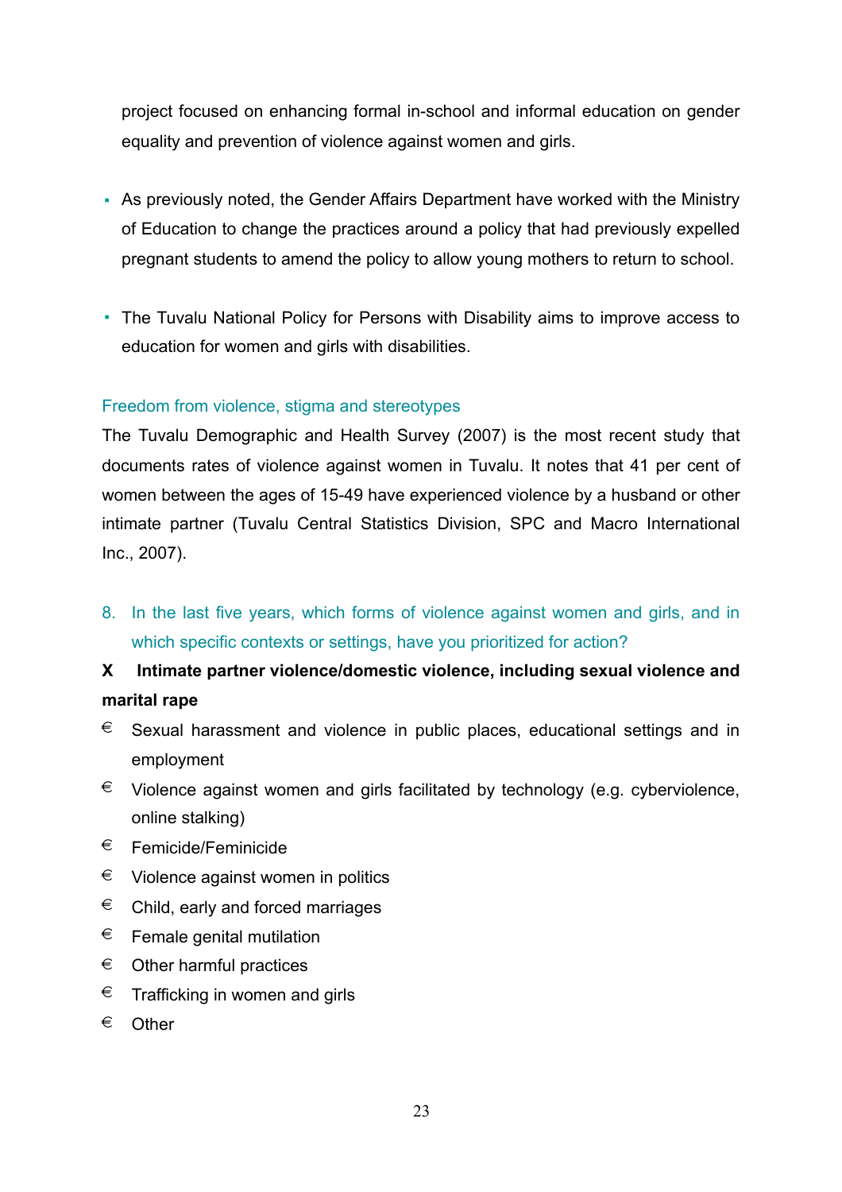project focused on enhancing formal in-school and informal education on gender equality and prevention of violence against women and girls.

- As previously noted, the Gender Affairs Department have worked with the Ministry of Education to change the practices around a policy that had previously expelled pregnant students to amend the policy to allow young mothers to return to school.
- The Tuvalu National Policy for Persons with Disability aims to improve access to education for women and girls with disabilities.

### Freedom from violence, stigma and stereotypes

The Tuvalu Demographic and Health Survey (2007) is the most recent study that documents rates of violence against women in Tuvalu. It notes that 41 per cent of women between the ages of 15-49 have experienced violence by a husband or other intimate partner (Tuvalu Central Statistics Division, SPC and Macro International Inc., 2007).

8. In the last five years, which forms of violence against women and girls, and in which specific contexts or settings, have you prioritized for action?

**X Intimate partner violence/domestic violence, including sexual violence and marital rape**

€ Sexual harassment and violence in public places, educational settings and in employment

€ Violence against women and girls facilitated by technology (e.g. cyberviolence, online stalking)

€ Femicide/Feminicide

€ Violence against women in politics

€ Child, early and forced marriages

€ Female genital mutilation

€ Other harmful practices

€ Trafficking in women and girls

€ Other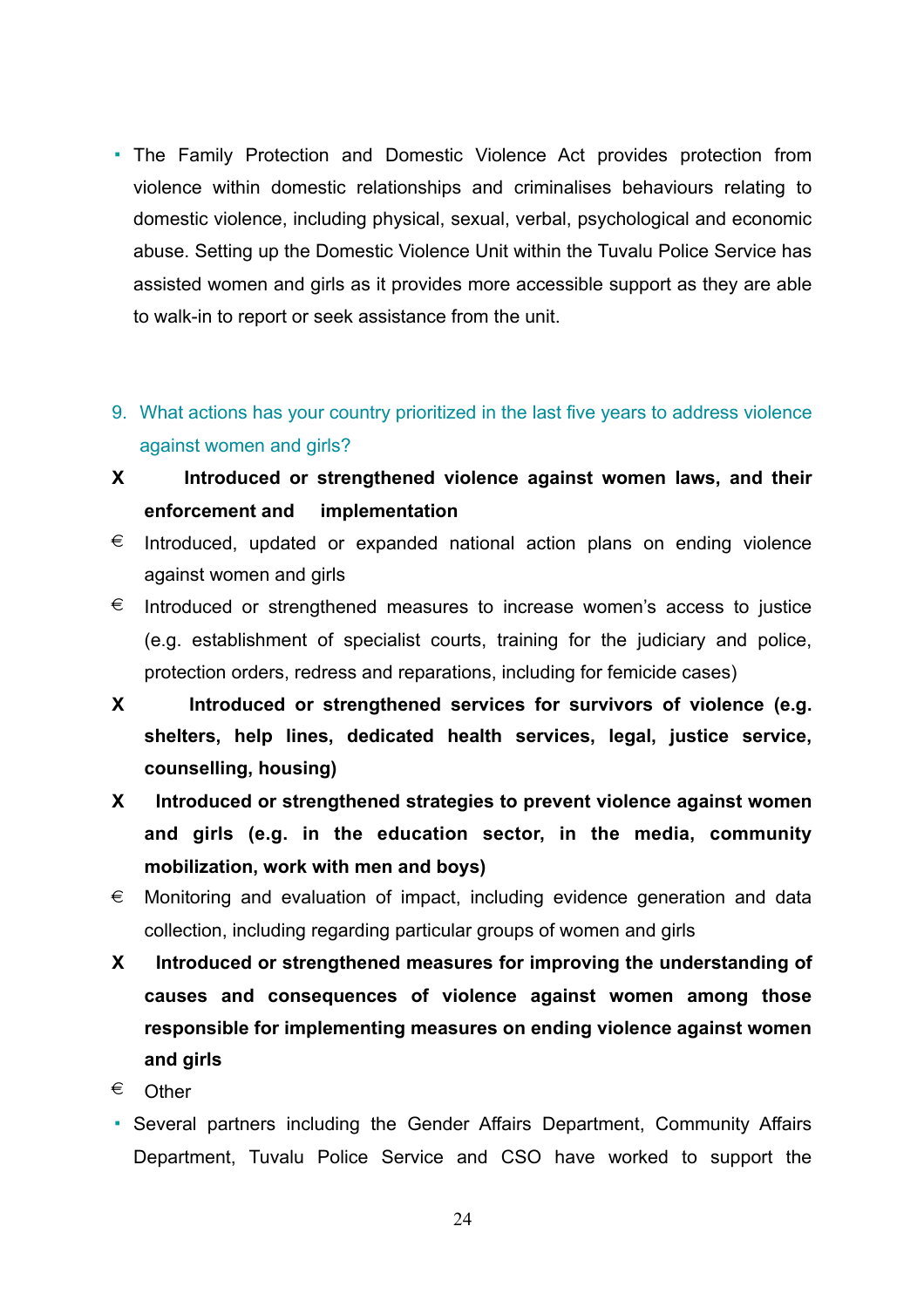- The Family Protection and Domestic Violence Act provides protection from violence within domestic relationships and criminalises behaviours relating to domestic violence, including physical, sexual, verbal, psychological and economic abuse. Setting up the Domestic Violence Unit within the Tuvalu Police Service has assisted women and girls as it provides more accessible support as they are able to walk-in to report or seek assistance from the unit.

9. What actions has your country prioritized in the last five years to address violence against women and girls?

X **Introduced or strengthened violence against women laws, and their enforcement and implementation**

€ Introduced, updated or expanded national action plans on ending violence against women and girls

€ Introduced or strengthened measures to increase women's access to justice (e.g. establishment of specialist courts, training for the judiciary and police, protection orders, redress and reparations, including for femicide cases)

X **Introduced or strengthened services for survivors of violence (e.g. shelters, help lines, dedicated health services, legal, justice service, counselling, housing)**

X **Introduced or strengthened strategies to prevent violence against women and girls (e.g. in the education sector, in the media, community mobilization, work with men and boys)**

€ Monitoring and evaluation of impact, including evidence generation and data collection, including regarding particular groups of women and girls

X **Introduced or strengthened measures for improving the understanding of causes and consequences of violence against women among those responsible for implementing measures on ending violence against women and girls**

€ Other

- Several partners including the Gender Affairs Department, Community Affairs Department, Tuvalu Police Service and CSO have worked to support the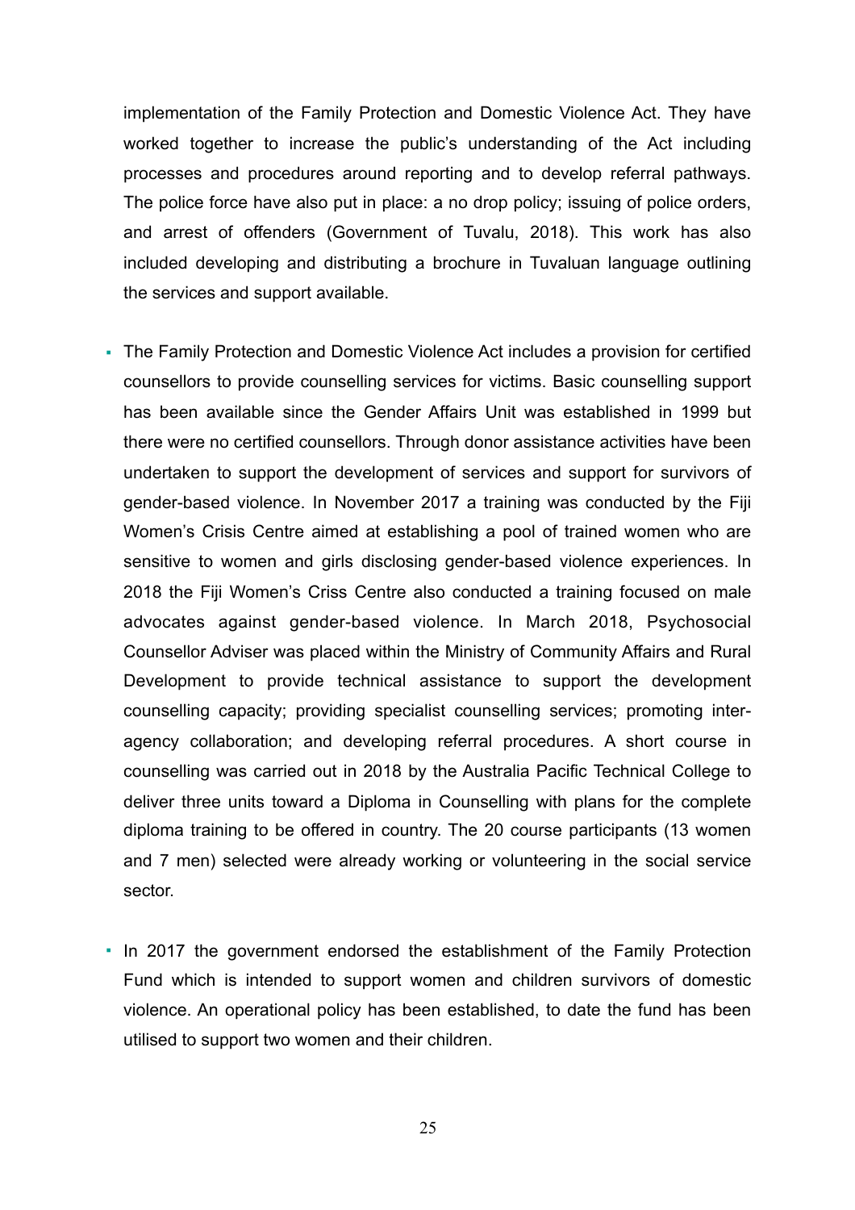implementation of the Family Protection and Domestic Violence Act. They have worked together to increase the public's understanding of the Act including processes and procedures around reporting and to develop referral pathways. The police force have also put in place: a no drop policy; issuing of police orders, and arrest of offenders (Government of Tuvalu, 2018). This work has also included developing and distributing a brochure in Tuvaluan language outlining the services and support available.

- The Family Protection and Domestic Violence Act includes a provision for certified counsellors to provide counselling services for victims. Basic counselling support has been available since the Gender Affairs Unit was established in 1999 but there were no certified counsellors. Through donor assistance activities have been undertaken to support the development of services and support for survivors of gender-based violence. In November 2017 a training was conducted by the Fiji Women's Crisis Centre aimed at establishing a pool of trained women who are sensitive to women and girls disclosing gender-based violence experiences. In 2018 the Fiji Women's Criss Centre also conducted a training focused on male advocates against gender-based violence. In March 2018, Psychosocial Counsellor Adviser was placed within the Ministry of Community Affairs and Rural Development to provide technical assistance to support the development counselling capacity; providing specialist counselling services; promoting inter-agency collaboration; and developing referral procedures. A short course in counselling was carried out in 2018 by the Australia Pacific Technical College to deliver three units toward a Diploma in Counselling with plans for the complete diploma training to be offered in country. The 20 course participants (13 women and 7 men) selected were already working or volunteering in the social service sector.

- In 2017 the government endorsed the establishment of the Family Protection Fund which is intended to support women and children survivors of domestic violence. An operational policy has been established, to date the fund has been utilised to support two women and their children.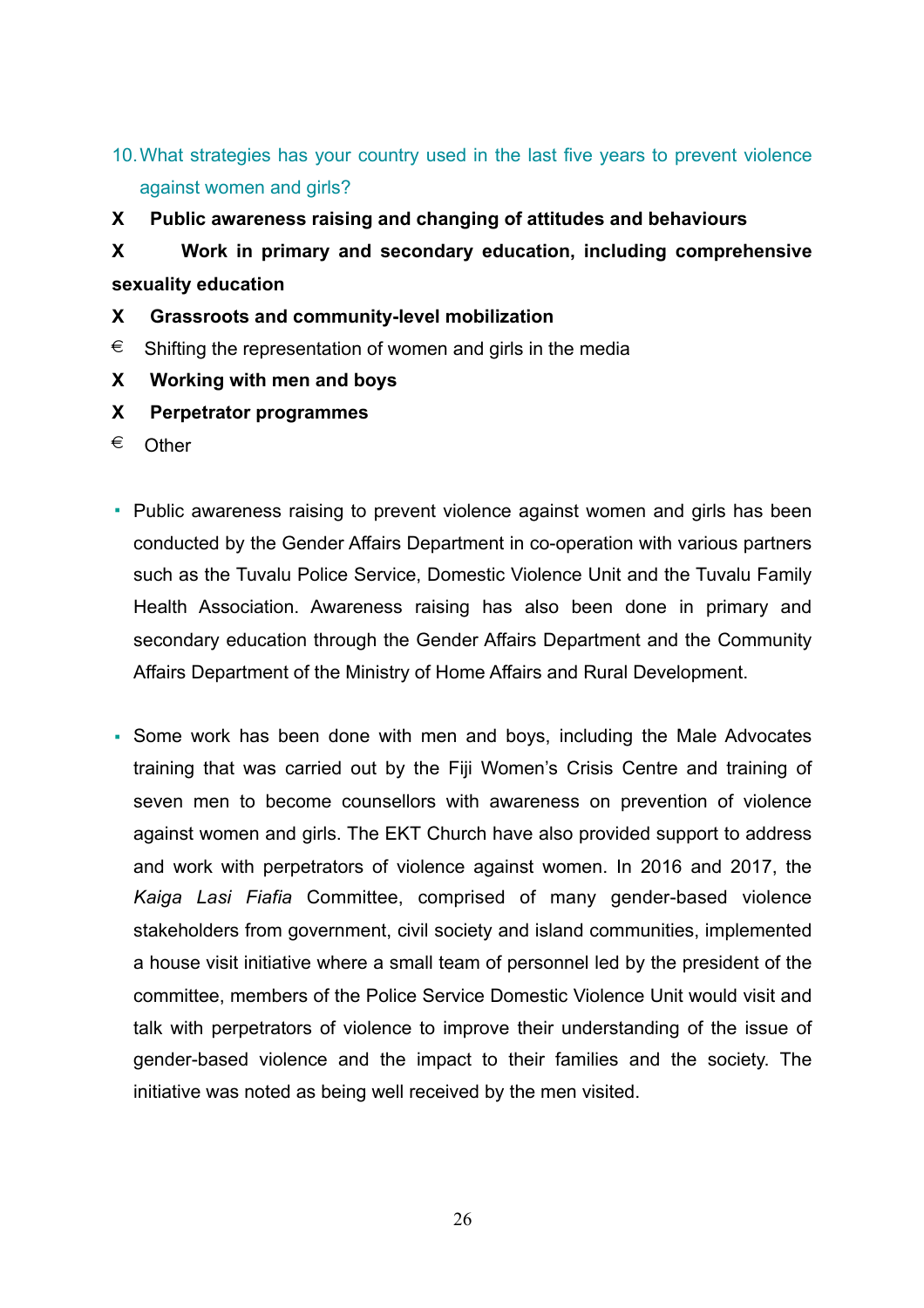10. What strategies has your country used in the last five years to prevent violence against women and girls?

X **Public awareness raising and changing of attitudes and behaviours**

X **Work in primary and secondary education, including comprehensive sexuality education**

X **Grassroots and community-level mobilization**

€ Shifting the representation of women and girls in the media

X **Working with men and boys**

X **Perpetrator programmes**

€ Other

- Public awareness raising to prevent violence against women and girls has been conducted by the Gender Affairs Department in co-operation with various partners such as the Tuvalu Police Service, Domestic Violence Unit and the Tuvalu Family Health Association. Awareness raising has also been done in primary and secondary education through the Gender Affairs Department and the Community Affairs Department of the Ministry of Home Affairs and Rural Development.

- Some work has been done with men and boys, including the Male Advocates training that was carried out by the Fiji Women's Crisis Centre and training of seven men to become counsellors with awareness on prevention of violence against women and girls. The EKT Church have also provided support to address and work with perpetrators of violence against women. In 2016 and 2017, the *Kaiga Lasi Fiafia* Committee, comprised of many gender-based violence stakeholders from government, civil society and island communities, implemented a house visit initiative where a small team of personnel led by the president of the committee, members of the Police Service Domestic Violence Unit would visit and talk with perpetrators of violence to improve their understanding of the issue of gender-based violence and the impact to their families and the society. The initiative was noted as being well received by the men visited.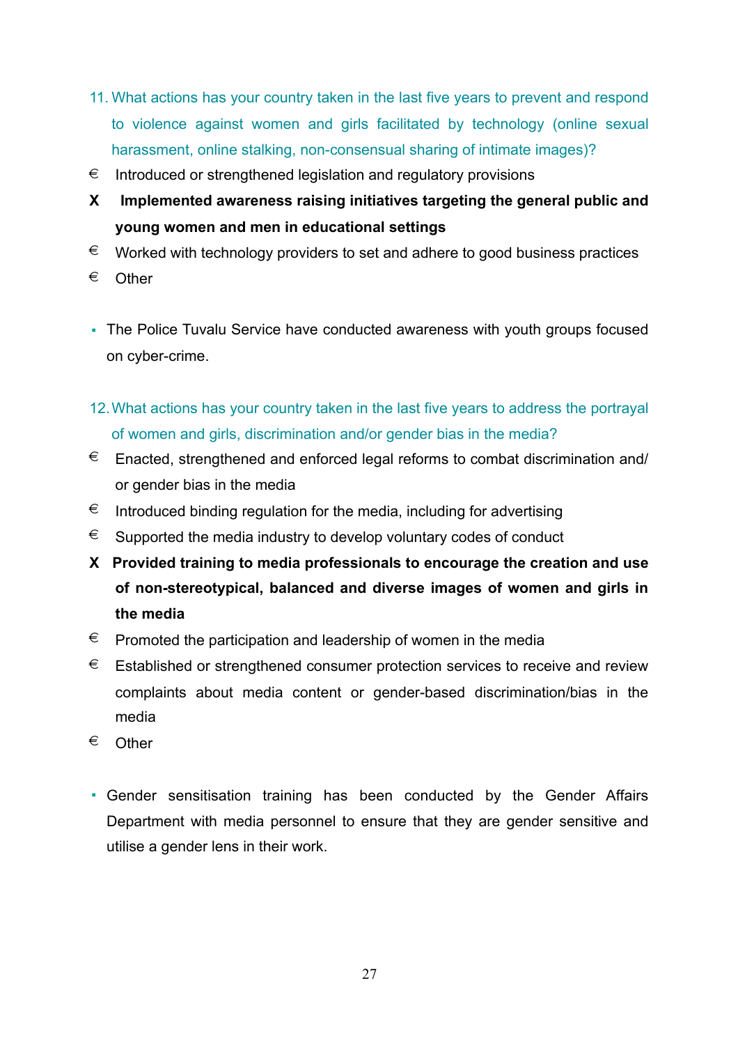11. What actions has your country taken in the last five years to prevent and respond to violence against women and girls facilitated by technology (online sexual harassment, online stalking, non-consensual sharing of intimate images)?

€ Introduced or strengthened legislation and regulatory provisions

**X Implemented awareness raising initiatives targeting the general public and young women and men in educational settings**

€ Worked with technology providers to set and adhere to good business practices

€ Other

- The Police Tuvalu Service have conducted awareness with youth groups focused on cyber-crime.

12. What actions has your country taken in the last five years to address the portrayal of women and girls, discrimination and/or gender bias in the media?

€ Enacted, strengthened and enforced legal reforms to combat discrimination and/or gender bias in the media

€ Introduced binding regulation for the media, including for advertising

€ Supported the media industry to develop voluntary codes of conduct

**X Provided training to media professionals to encourage the creation and use of non-stereotypical, balanced and diverse images of women and girls in the media**

€ Promoted the participation and leadership of women in the media

€ Established or strengthened consumer protection services to receive and review complaints about media content or gender-based discrimination/bias in the media

€ Other

- Gender sensitisation training has been conducted by the Gender Affairs Department with media personnel to ensure that they are gender sensitive and utilise a gender lens in their work.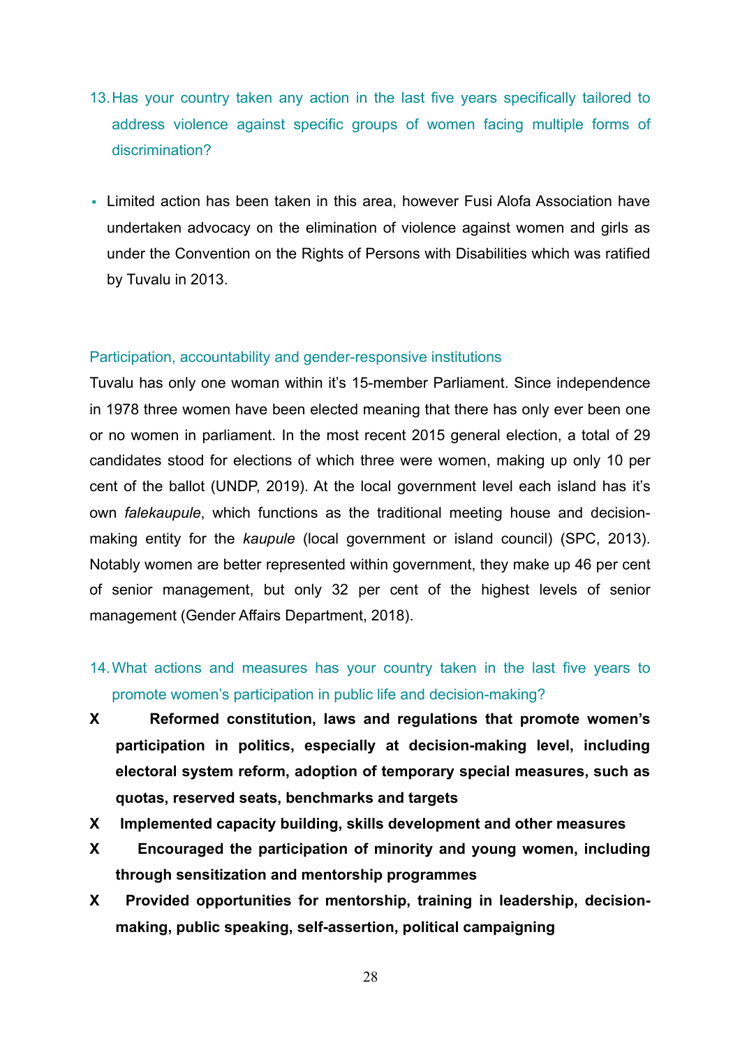13. Has your country taken any action in the last five years specifically tailored to address violence against specific groups of women facing multiple forms of discrimination?

- Limited action has been taken in this area, however Fusi Alofa Association have undertaken advocacy on the elimination of violence against women and girls as under the Convention on the Rights of Persons with Disabilities which was ratified by Tuvalu in 2013.

## Participation, accountability and gender-responsive institutions

Tuvalu has only one woman within it's 15-member Parliament. Since independence in 1978 three women have been elected meaning that there has only ever been one or no women in parliament. In the most recent 2015 general election, a total of 29 candidates stood for elections of which three were women, making up only 10 per cent of the ballot (UNDP, 2019). At the local government level each island has it's own *falekaupule*, which functions as the traditional meeting house and decision-making entity for the *kaupule* (local government or island council) (SPC, 2013). Notably women are better represented within government, they make up 46 per cent of senior management, but only 32 per cent of the highest levels of senior management (Gender Affairs Department, 2018).

14. What actions and measures has your country taken in the last five years to promote women's participation in public life and decision-making?

**X Reformed constitution, laws and regulations that promote women's participation in politics, especially at decision-making level, including electoral system reform, adoption of temporary special measures, such as quotas, reserved seats, benchmarks and targets**

**X Implemented capacity building, skills development and other measures**

**X Encouraged the participation of minority and young women, including through sensitization and mentorship programmes**

**X Provided opportunities for mentorship, training in leadership, decision-making, public speaking, self-assertion, political campaigning**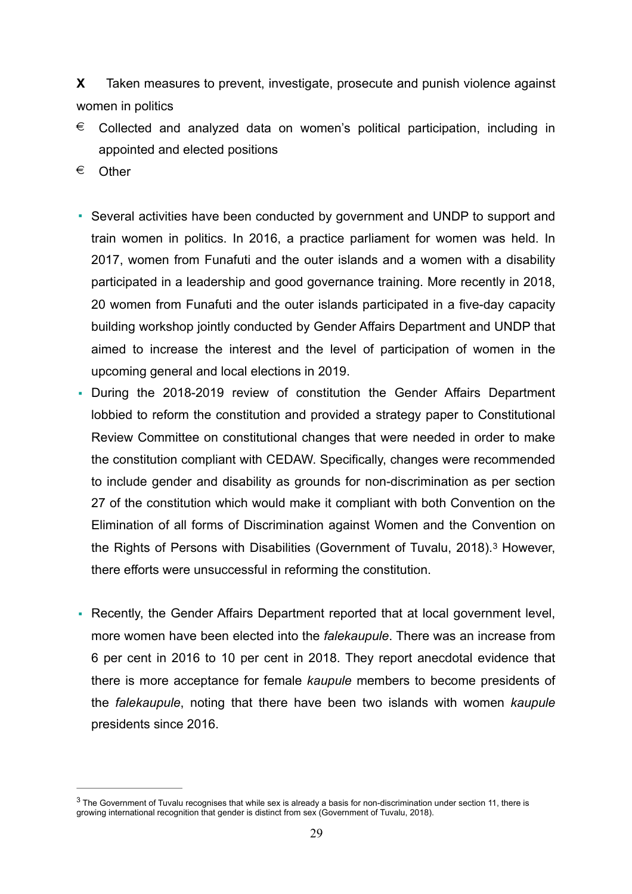**X** Taken measures to prevent, investigate, prosecute and punish violence against women in politics

€ Collected and analyzed data on women's political participation, including in appointed and elected positions

€ Other

- Several activities have been conducted by government and UNDP to support and train women in politics. In 2016, a practice parliament for women was held. In 2017, women from Funafuti and the outer islands and a women with a disability participated in a leadership and good governance training. More recently in 2018, 20 women from Funafuti and the outer islands participated in a five-day capacity building workshop jointly conducted by Gender Affairs Department and UNDP that aimed to increase the interest and the level of participation of women in the upcoming general and local elections in 2019.
- During the 2018-2019 review of constitution the Gender Affairs Department lobbied to reform the constitution and provided a strategy paper to Constitutional Review Committee on constitutional changes that were needed in order to make the constitution compliant with CEDAW. Specifically, changes were recommended to include gender and disability as grounds for non-discrimination as per section 27 of the constitution which would make it compliant with both Convention on the Elimination of all forms of Discrimination against Women and the Convention on the Rights of Persons with Disabilities (Government of Tuvalu, 2018).[3] However, there efforts were unsuccessful in reforming the constitution.

- Recently, the Gender Affairs Department reported that at local government level, more women have been elected into the *falekaupule*. There was an increase from 6 per cent in 2016 to 10 per cent in 2018. They report anecdotal evidence that there is more acceptance for female *kaupule* members to become presidents of the *falekaupule*, noting that there have been two islands with women *kaupule* presidents since 2016.

---

[3] The Government of Tuvalu recognises that while sex is already a basis for non-discrimination under section 11, there is growing international recognition that gender is distinct from sex (Government of Tuvalu, 2018).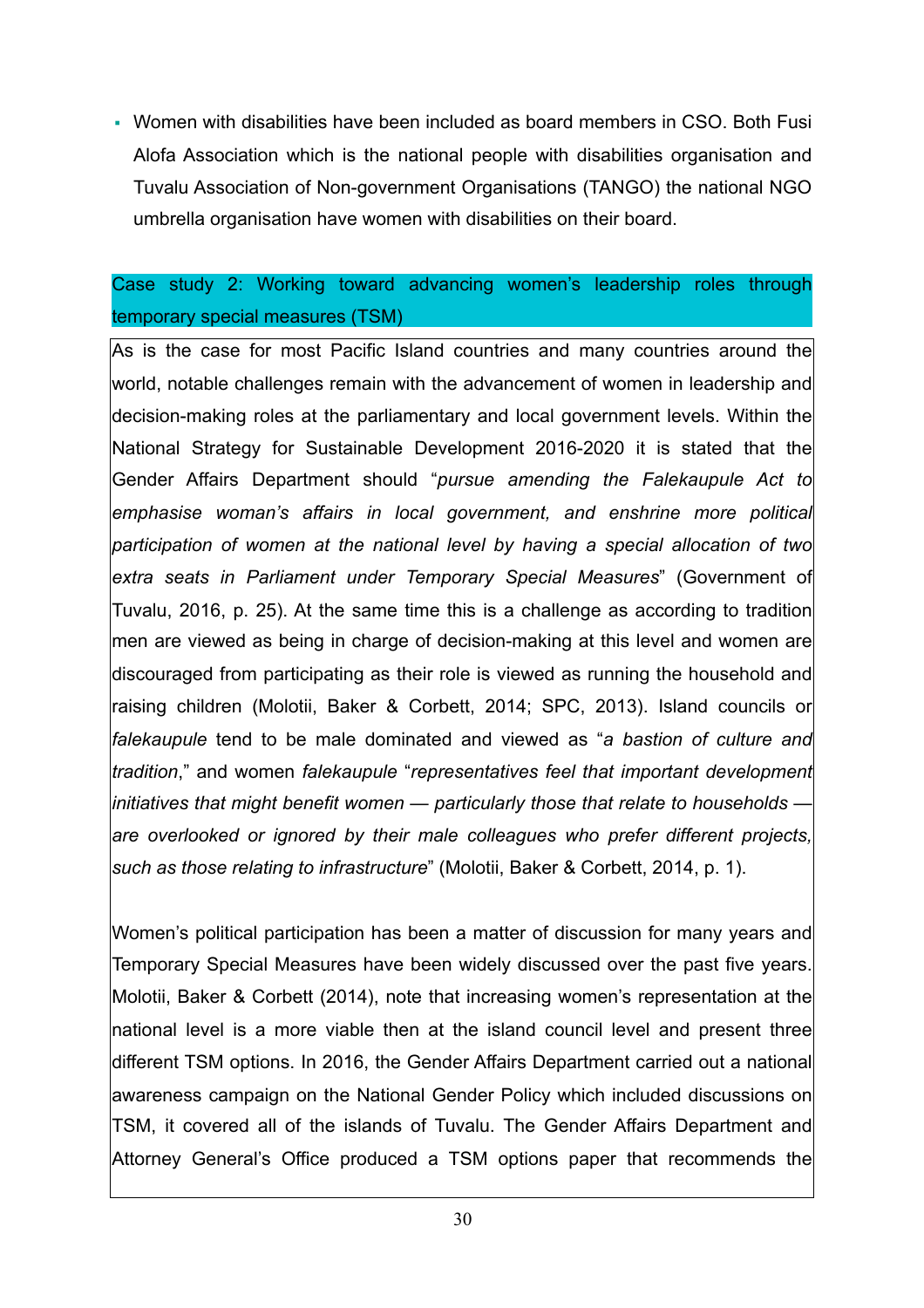- Women with disabilities have been included as board members in CSO. Both Fusi Alofa Association which is the national people with disabilities organisation and Tuvalu Association of Non-government Organisations (TANGO) the national NGO umbrella organisation have women with disabilities on their board.

**Case study 2: Working toward advancing women's leadership roles through temporary special measures (TSM)**

As is the case for most Pacific Island countries and many countries around the world, notable challenges remain with the advancement of women in leadership and decision-making roles at the parliamentary and local government levels. Within the National Strategy for Sustainable Development 2016-2020 it is stated that the Gender Affairs Department should "*pursue amending the Falekaupule Act to emphasise woman's affairs in local government, and enshrine more political participation of women at the national level by having a special allocation of two extra seats in Parliament under Temporary Special Measures*" (Government of Tuvalu, 2016, p. 25). At the same time this is a challenge as according to tradition men are viewed as being in charge of decision-making at this level and women are discouraged from participating as their role is viewed as running the household and raising children (Molotii, Baker & Corbett, 2014; SPC, 2013). Island councils or *falekaupule* tend to be male dominated and viewed as "*a bastion of culture and tradition*," and women *falekaupule* "*representatives feel that important development initiatives that might benefit women — particularly those that relate to households — are overlooked or ignored by their male colleagues who prefer different projects, such as those relating to infrastructure*" (Molotii, Baker & Corbett, 2014, p. 1).

Women's political participation has been a matter of discussion for many years and Temporary Special Measures have been widely discussed over the past five years. Molotii, Baker & Corbett (2014), note that increasing women's representation at the national level is a more viable then at the island council level and present three different TSM options. In 2016, the Gender Affairs Department carried out a national awareness campaign on the National Gender Policy which included discussions on TSM, it covered all of the islands of Tuvalu. The Gender Affairs Department and Attorney General's Office produced a TSM options paper that recommends the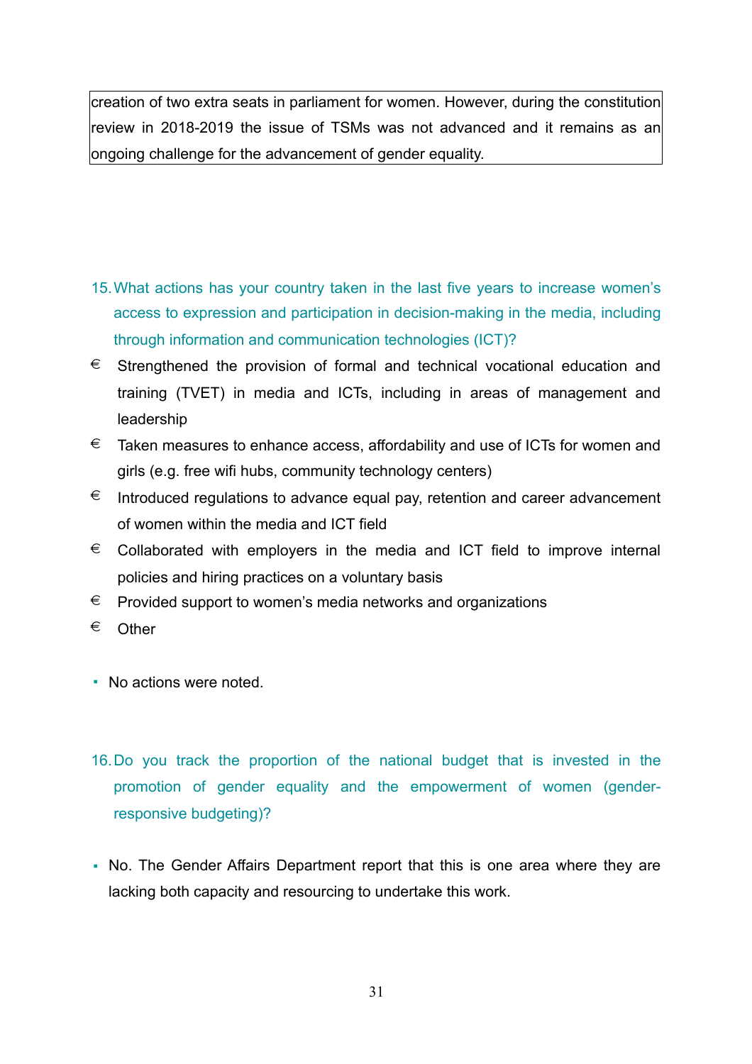creation of two extra seats in parliament for women. However, during the constitution review in 2018-2019 the issue of TSMs was not advanced and it remains as an ongoing challenge for the advancement of gender equality.

15. What actions has your country taken in the last five years to increase women's access to expression and participation in decision-making in the media, including through information and communication technologies (ICT)?

€ Strengthened the provision of formal and technical vocational education and training (TVET) in media and ICTs, including in areas of management and leadership

€ Taken measures to enhance access, affordability and use of ICTs for women and girls (e.g. free wifi hubs, community technology centers)

€ Introduced regulations to advance equal pay, retention and career advancement of women within the media and ICT field

€ Collaborated with employers in the media and ICT field to improve internal policies and hiring practices on a voluntary basis

€ Provided support to women's media networks and organizations

€ Other

- No actions were noted.

16. Do you track the proportion of the national budget that is invested in the promotion of gender equality and the empowerment of women (gender-responsive budgeting)?

- No. The Gender Affairs Department report that this is one area where they are lacking both capacity and resourcing to undertake this work.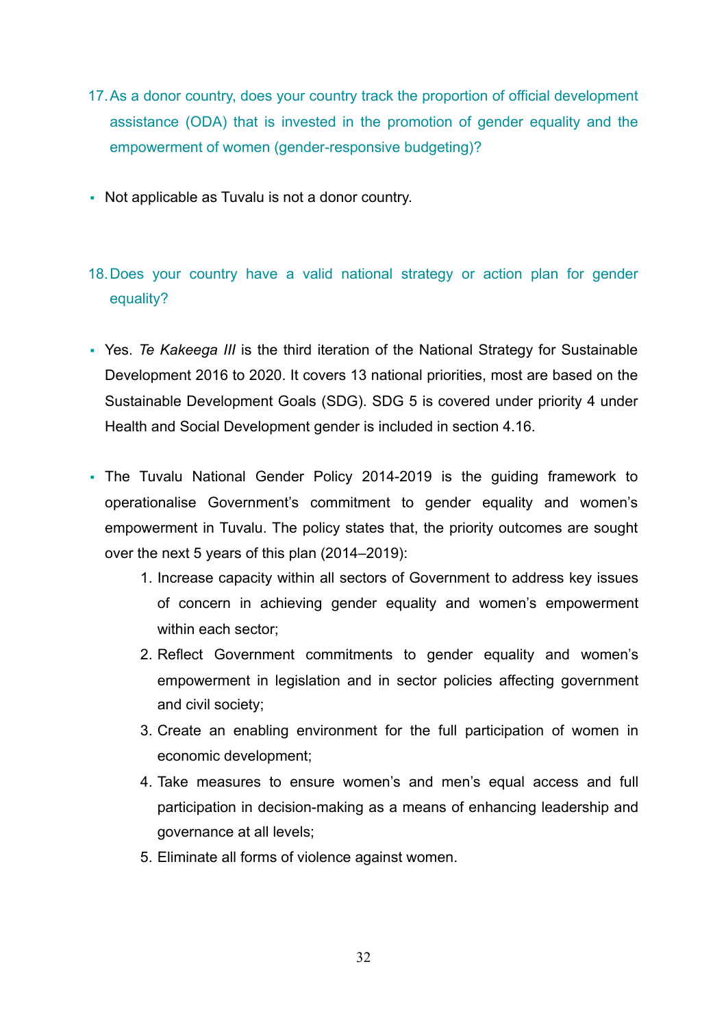17. As a donor country, does your country track the proportion of official development assistance (ODA) that is invested in the promotion of gender equality and the empowerment of women (gender-responsive budgeting)?

- Not applicable as Tuvalu is not a donor country.

18. Does your country have a valid national strategy or action plan for gender equality?

- Yes. *Te Kakeega III* is the third iteration of the National Strategy for Sustainable Development 2016 to 2020. It covers 13 national priorities, most are based on the Sustainable Development Goals (SDG). SDG 5 is covered under priority 4 under Health and Social Development gender is included in section 4.16.

- The Tuvalu National Gender Policy 2014-2019 is the guiding framework to operationalise Government's commitment to gender equality and women's empowerment in Tuvalu. The policy states that, the priority outcomes are sought over the next 5 years of this plan (2014–2019):
    1. Increase capacity within all sectors of Government to address key issues of concern in achieving gender equality and women's empowerment within each sector;
    2. Reflect Government commitments to gender equality and women's empowerment in legislation and in sector policies affecting government and civil society;
    3. Create an enabling environment for the full participation of women in economic development;
    4. Take measures to ensure women's and men's equal access and full participation in decision-making as a means of enhancing leadership and governance at all levels;
    5. Eliminate all forms of violence against women.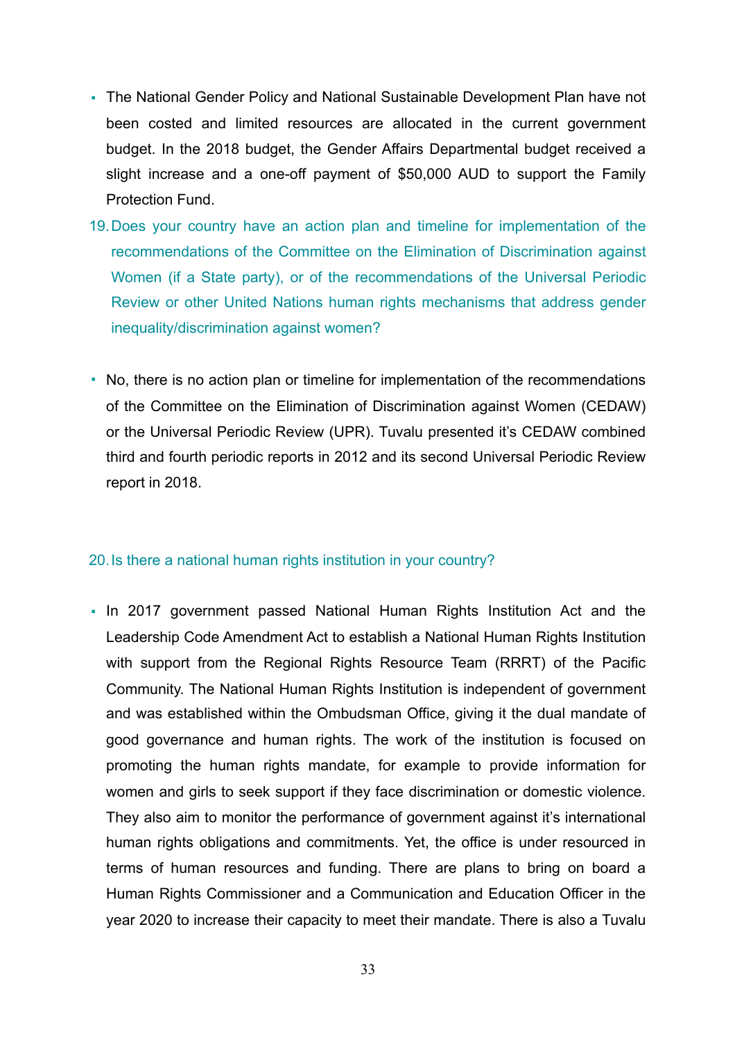- The National Gender Policy and National Sustainable Development Plan have not been costed and limited resources are allocated in the current government budget. In the 2018 budget, the Gender Affairs Departmental budget received a slight increase and a one-off payment of $50,000 AUD to support the Family Protection Fund.

19. Does your country have an action plan and timeline for implementation of the recommendations of the Committee on the Elimination of Discrimination against Women (if a State party), or of the recommendations of the Universal Periodic Review or other United Nations human rights mechanisms that address gender inequality/discrimination against women?

- No, there is no action plan or timeline for implementation of the recommendations of the Committee on the Elimination of Discrimination against Women (CEDAW) or the Universal Periodic Review (UPR). Tuvalu presented it's CEDAW combined third and fourth periodic reports in 2012 and its second Universal Periodic Review report in 2018.

20. Is there a national human rights institution in your country?

- In 2017 government passed National Human Rights Institution Act and the Leadership Code Amendment Act to establish a National Human Rights Institution with support from the Regional Rights Resource Team (RRRT) of the Pacific Community. The National Human Rights Institution is independent of government and was established within the Ombudsman Office, giving it the dual mandate of good governance and human rights. The work of the institution is focused on promoting the human rights mandate, for example to provide information for women and girls to seek support if they face discrimination or domestic violence. They also aim to monitor the performance of government against it's international human rights obligations and commitments. Yet, the office is under resourced in terms of human resources and funding. There are plans to bring on board a Human Rights Commissioner and a Communication and Education Officer in the year 2020 to increase their capacity to meet their mandate. There is also a Tuvalu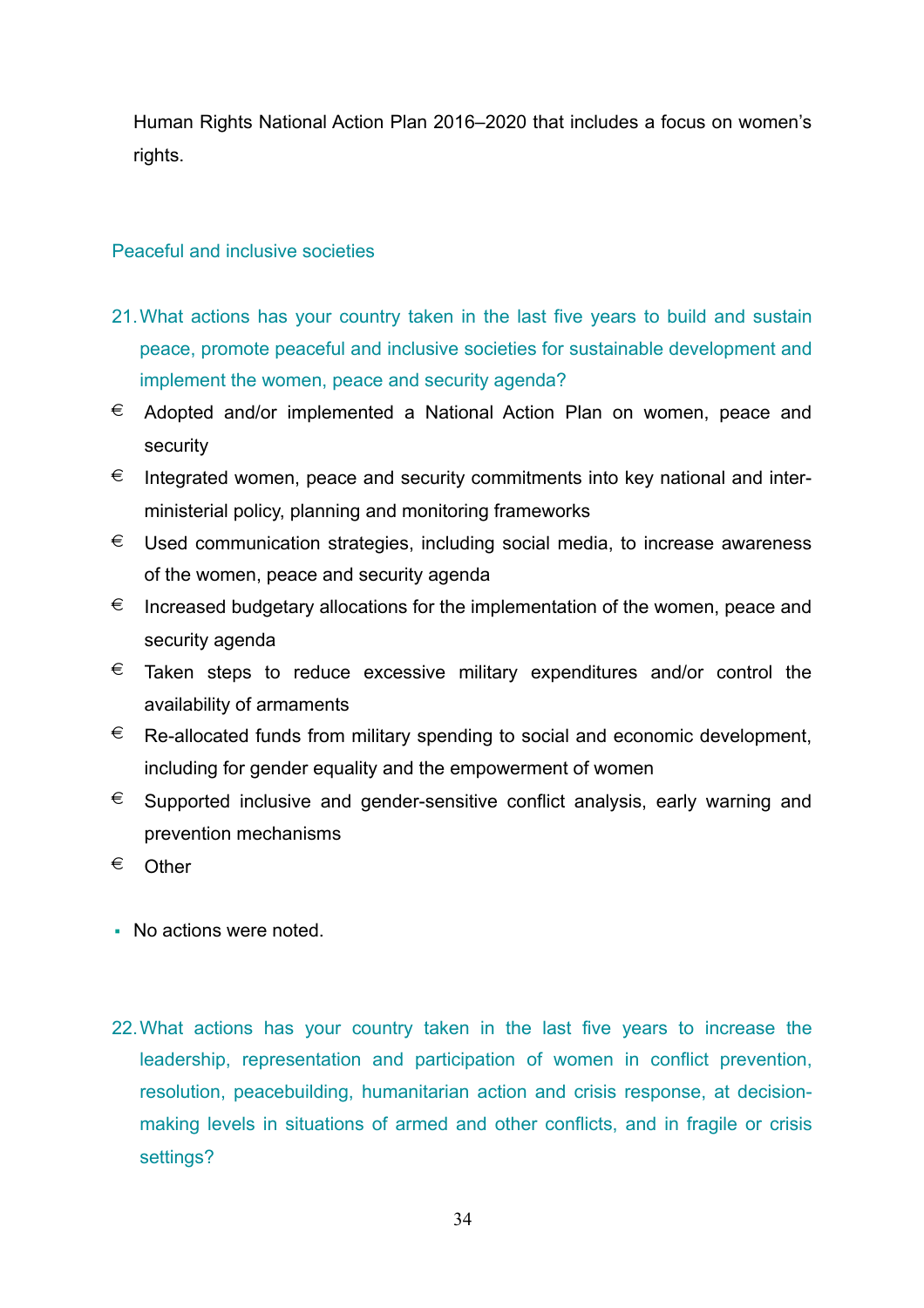Human Rights National Action Plan 2016–2020 that includes a focus on women's rights.

## Peaceful and inclusive societies

21. What actions has your country taken in the last five years to build and sustain peace, promote peaceful and inclusive societies for sustainable development and implement the women, peace and security agenda?

- € Adopted and/or implemented a National Action Plan on women, peace and security
- € Integrated women, peace and security commitments into key national and inter-ministerial policy, planning and monitoring frameworks
- € Used communication strategies, including social media, to increase awareness of the women, peace and security agenda
- € Increased budgetary allocations for the implementation of the women, peace and security agenda
- € Taken steps to reduce excessive military expenditures and/or control the availability of armaments
- € Re-allocated funds from military spending to social and economic development, including for gender equality and the empowerment of women
- € Supported inclusive and gender-sensitive conflict analysis, early warning and prevention mechanisms
- € Other

- No actions were noted.

22. What actions has your country taken in the last five years to increase the leadership, representation and participation of women in conflict prevention, resolution, peacebuilding, humanitarian action and crisis response, at decision-making levels in situations of armed and other conflicts, and in fragile or crisis settings?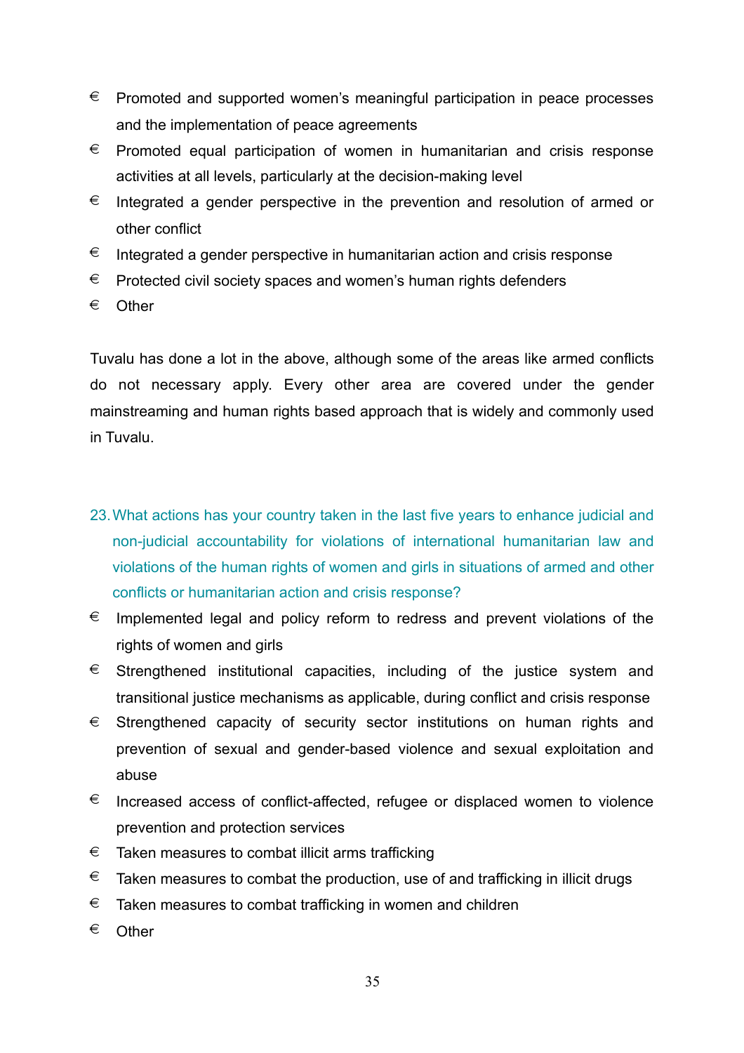- Promoted and supported women's meaningful participation in peace processes and the implementation of peace agreements
- Promoted equal participation of women in humanitarian and crisis response activities at all levels, particularly at the decision-making level
- Integrated a gender perspective in the prevention and resolution of armed or other conflict
- Integrated a gender perspective in humanitarian action and crisis response
- Protected civil society spaces and women's human rights defenders
- Other

Tuvalu has done a lot in the above, although some of the areas like armed conflicts do not necessary apply. Every other area are covered under the gender mainstreaming and human rights based approach that is widely and commonly used in Tuvalu.

23. What actions has your country taken in the last five years to enhance judicial and non-judicial accountability for violations of international humanitarian law and violations of the human rights of women and girls in situations of armed and other conflicts or humanitarian action and crisis response?

- Implemented legal and policy reform to redress and prevent violations of the rights of women and girls
- Strengthened institutional capacities, including of the justice system and transitional justice mechanisms as applicable, during conflict and crisis response
- Strengthened capacity of security sector institutions on human rights and prevention of sexual and gender-based violence and sexual exploitation and abuse
- Increased access of conflict-affected, refugee or displaced women to violence prevention and protection services
- Taken measures to combat illicit arms trafficking
- Taken measures to combat the production, use of and trafficking in illicit drugs
- Taken measures to combat trafficking in women and children
- Other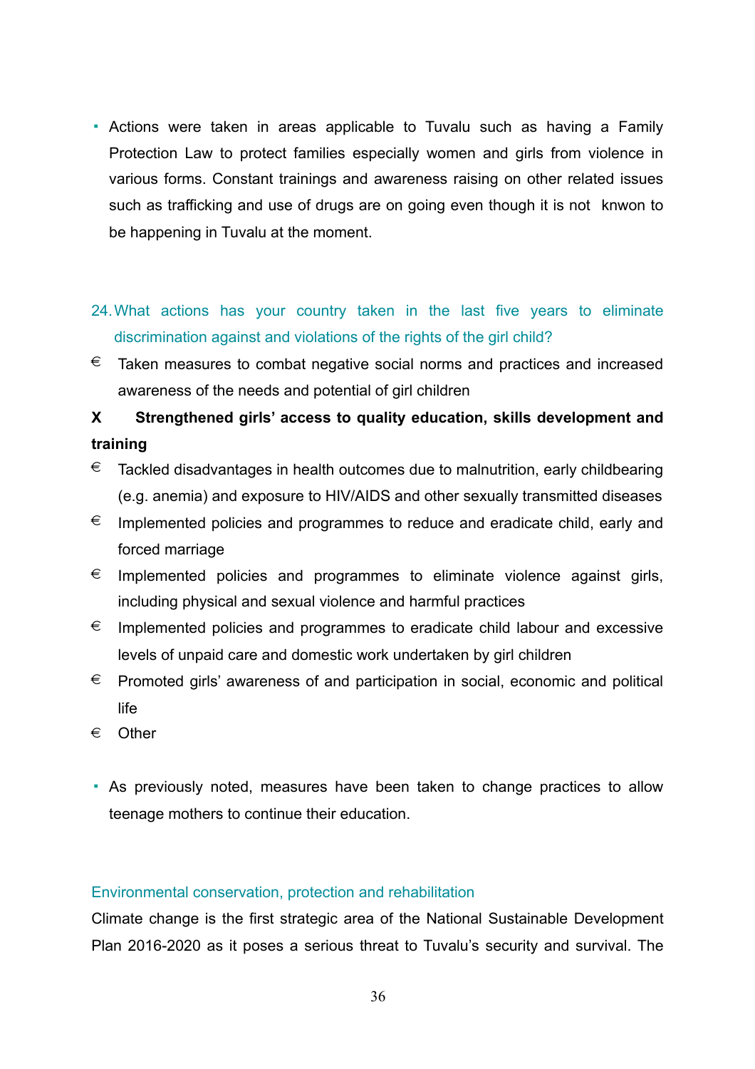- Actions were taken in areas applicable to Tuvalu such as having a Family Protection Law to protect families especially women and girls from violence in various forms. Constant trainings and awareness raising on other related issues such as trafficking and use of drugs are on going even though it is not knwon to be happening in Tuvalu at the moment.

24. What actions has your country taken in the last five years to eliminate discrimination against and violations of the rights of the girl child?

€ Taken measures to combat negative social norms and practices and increased awareness of the needs and potential of girl children

**X Strengthened girls' access to quality education, skills development and training**

€ Tackled disadvantages in health outcomes due to malnutrition, early childbearing (e.g. anemia) and exposure to HIV/AIDS and other sexually transmitted diseases

€ Implemented policies and programmes to reduce and eradicate child, early and forced marriage

€ Implemented policies and programmes to eliminate violence against girls, including physical and sexual violence and harmful practices

€ Implemented policies and programmes to eradicate child labour and excessive levels of unpaid care and domestic work undertaken by girl children

€ Promoted girls' awareness of and participation in social, economic and political life

€ Other

- As previously noted, measures have been taken to change practices to allow teenage mothers to continue their education.

### Environmental conservation, protection and rehabilitation

Climate change is the first strategic area of the National Sustainable Development Plan 2016-2020 as it poses a serious threat to Tuvalu's security and survival. The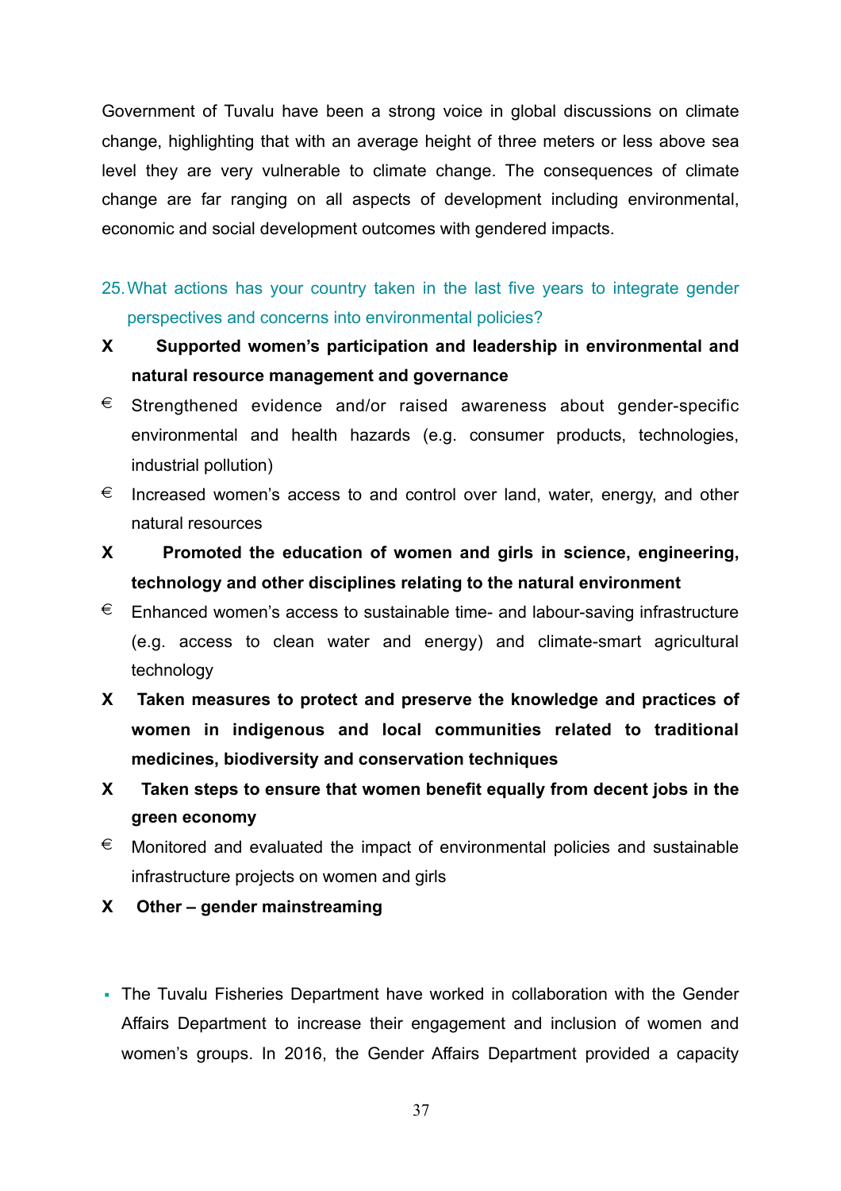Government of Tuvalu have been a strong voice in global discussions on climate change, highlighting that with an average height of three meters or less above sea level they are very vulnerable to climate change. The consequences of climate change are far ranging on all aspects of development including environmental, economic and social development outcomes with gendered impacts.

25. What actions has your country taken in the last five years to integrate gender perspectives and concerns into environmental policies?

X **Supported women's participation and leadership in environmental and natural resource management and governance**

€ Strengthened evidence and/or raised awareness about gender-specific environmental and health hazards (e.g. consumer products, technologies, industrial pollution)

€ Increased women's access to and control over land, water, energy, and other natural resources

X **Promoted the education of women and girls in science, engineering, technology and other disciplines relating to the natural environment**

€ Enhanced women's access to sustainable time- and labour-saving infrastructure (e.g. access to clean water and energy) and climate-smart agricultural technology

X **Taken measures to protect and preserve the knowledge and practices of women in indigenous and local communities related to traditional medicines, biodiversity and conservation techniques**

X **Taken steps to ensure that women benefit equally from decent jobs in the green economy**

€ Monitored and evaluated the impact of environmental policies and sustainable infrastructure projects on women and girls

X **Other – gender mainstreaming**

- The Tuvalu Fisheries Department have worked in collaboration with the Gender Affairs Department to increase their engagement and inclusion of women and women's groups. In 2016, the Gender Affairs Department provided a capacity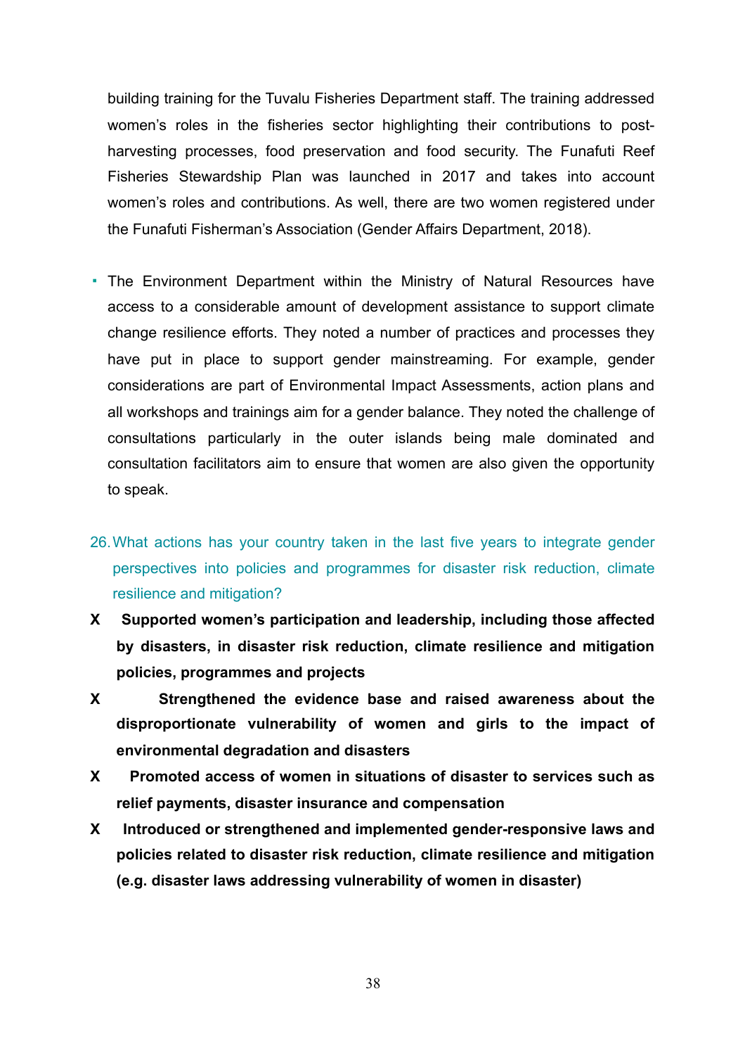building training for the Tuvalu Fisheries Department staff. The training addressed women's roles in the fisheries sector highlighting their contributions to post-harvesting processes, food preservation and food security. The Funafuti Reef Fisheries Stewardship Plan was launched in 2017 and takes into account women's roles and contributions. As well, there are two women registered under the Funafuti Fisherman's Association (Gender Affairs Department, 2018).

- The Environment Department within the Ministry of Natural Resources have access to a considerable amount of development assistance to support climate change resilience efforts. They noted a number of practices and processes they have put in place to support gender mainstreaming. For example, gender considerations are part of Environmental Impact Assessments, action plans and all workshops and trainings aim for a gender balance. They noted the challenge of consultations particularly in the outer islands being male dominated and consultation facilitators aim to ensure that women are also given the opportunity to speak.

26. What actions has your country taken in the last five years to integrate gender perspectives into policies and programmes for disaster risk reduction, climate resilience and mitigation?

**X Supported women's participation and leadership, including those affected by disasters, in disaster risk reduction, climate resilience and mitigation policies, programmes and projects**

**X Strengthened the evidence base and raised awareness about the disproportionate vulnerability of women and girls to the impact of environmental degradation and disasters**

**X Promoted access of women in situations of disaster to services such as relief payments, disaster insurance and compensation**

**X Introduced or strengthened and implemented gender-responsive laws and policies related to disaster risk reduction, climate resilience and mitigation (e.g. disaster laws addressing vulnerability of women in disaster)**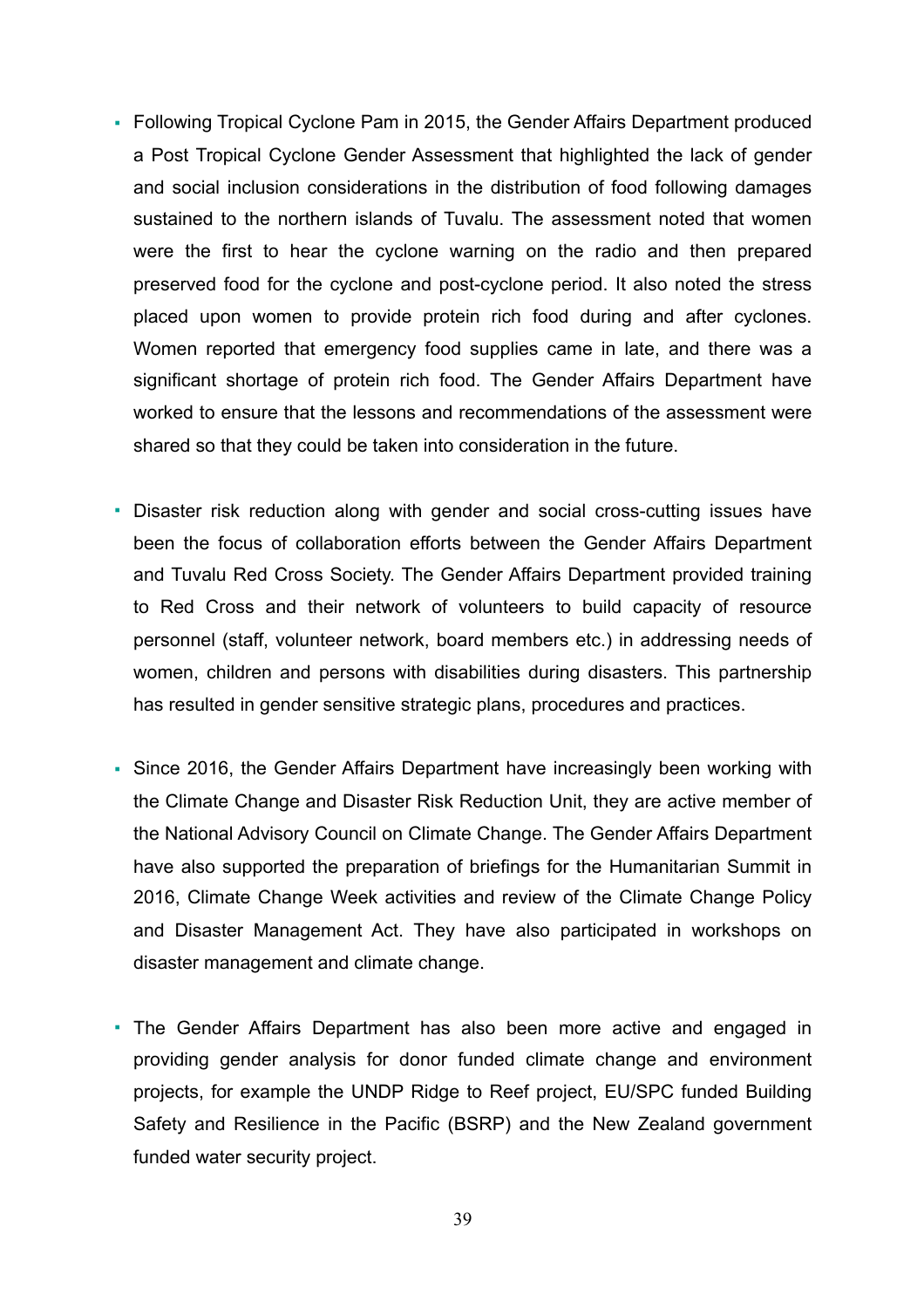- Following Tropical Cyclone Pam in 2015, the Gender Affairs Department produced a Post Tropical Cyclone Gender Assessment that highlighted the lack of gender and social inclusion considerations in the distribution of food following damages sustained to the northern islands of Tuvalu. The assessment noted that women were the first to hear the cyclone warning on the radio and then prepared preserved food for the cyclone and post-cyclone period. It also noted the stress placed upon women to provide protein rich food during and after cyclones. Women reported that emergency food supplies came in late, and there was a significant shortage of protein rich food. The Gender Affairs Department have worked to ensure that the lessons and recommendations of the assessment were shared so that they could be taken into consideration in the future.

- Disaster risk reduction along with gender and social cross-cutting issues have been the focus of collaboration efforts between the Gender Affairs Department and Tuvalu Red Cross Society. The Gender Affairs Department provided training to Red Cross and their network of volunteers to build capacity of resource personnel (staff, volunteer network, board members etc.) in addressing needs of women, children and persons with disabilities during disasters. This partnership has resulted in gender sensitive strategic plans, procedures and practices.

- Since 2016, the Gender Affairs Department have increasingly been working with the Climate Change and Disaster Risk Reduction Unit, they are active member of the National Advisory Council on Climate Change. The Gender Affairs Department have also supported the preparation of briefings for the Humanitarian Summit in 2016, Climate Change Week activities and review of the Climate Change Policy and Disaster Management Act. They have also participated in workshops on disaster management and climate change.

- The Gender Affairs Department has also been more active and engaged in providing gender analysis for donor funded climate change and environment projects, for example the UNDP Ridge to Reef project, EU/SPC funded Building Safety and Resilience in the Pacific (BSRP) and the New Zealand government funded water security project.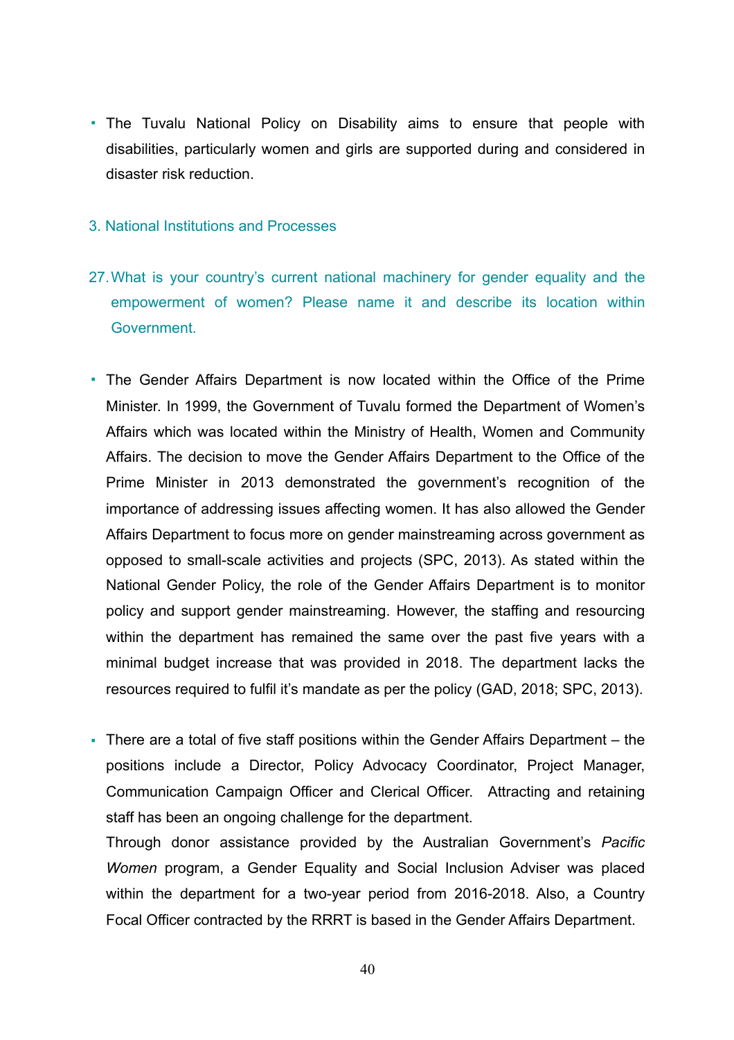- The Tuvalu National Policy on Disability aims to ensure that people with disabilities, particularly women and girls are supported during and considered in disaster risk reduction.

## 3. National Institutions and Processes

### 27. What is your country's current national machinery for gender equality and the empowerment of women? Please name it and describe its location within Government.

- The Gender Affairs Department is now located within the Office of the Prime Minister. In 1999, the Government of Tuvalu formed the Department of Women's Affairs which was located within the Ministry of Health, Women and Community Affairs. The decision to move the Gender Affairs Department to the Office of the Prime Minister in 2013 demonstrated the government's recognition of the importance of addressing issues affecting women. It has also allowed the Gender Affairs Department to focus more on gender mainstreaming across government as opposed to small-scale activities and projects (SPC, 2013). As stated within the National Gender Policy, the role of the Gender Affairs Department is to monitor policy and support gender mainstreaming. However, the staffing and resourcing within the department has remained the same over the past five years with a minimal budget increase that was provided in 2018. The department lacks the resources required to fulfil it's mandate as per the policy (GAD, 2018; SPC, 2013).

- There are a total of five staff positions within the Gender Affairs Department – the positions include a Director, Policy Advocacy Coordinator, Project Manager, Communication Campaign Officer and Clerical Officer. Attracting and retaining staff has been an ongoing challenge for the department.
  Through donor assistance provided by the Australian Government's *Pacific Women* program, a Gender Equality and Social Inclusion Adviser was placed within the department for a two-year period from 2016-2018. Also, a Country Focal Officer contracted by the RRRT is based in the Gender Affairs Department.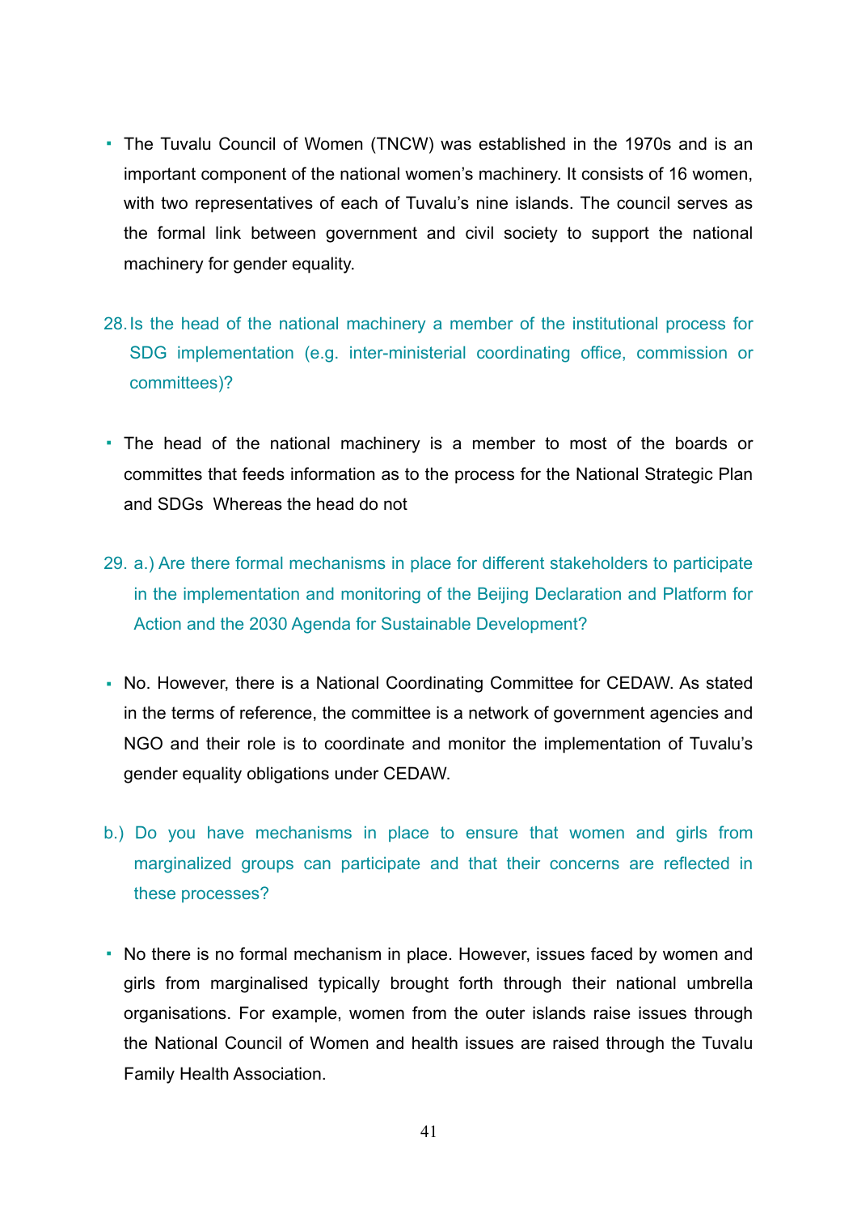- The Tuvalu Council of Women (TNCW) was established in the 1970s and is an important component of the national women's machinery. It consists of 16 women, with two representatives of each of Tuvalu's nine islands. The council serves as the formal link between government and civil society to support the national machinery for gender equality.

28. Is the head of the national machinery a member of the institutional process for SDG implementation (e.g. inter-ministerial coordinating office, commission or committees)?

- The head of the national machinery is a member to most of the boards or committes that feeds information as to the process for the National Strategic Plan and SDGs Whereas the head do not

29. a.) Are there formal mechanisms in place for different stakeholders to participate in the implementation and monitoring of the Beijing Declaration and Platform for Action and the 2030 Agenda for Sustainable Development?

- No. However, there is a National Coordinating Committee for CEDAW. As stated in the terms of reference, the committee is a network of government agencies and NGO and their role is to coordinate and monitor the implementation of Tuvalu's gender equality obligations under CEDAW.

b.) Do you have mechanisms in place to ensure that women and girls from marginalized groups can participate and that their concerns are reflected in these processes?

- No there is no formal mechanism in place. However, issues faced by women and girls from marginalised typically brought forth through their national umbrella organisations. For example, women from the outer islands raise issues through the National Council of Women and health issues are raised through the Tuvalu Family Health Association.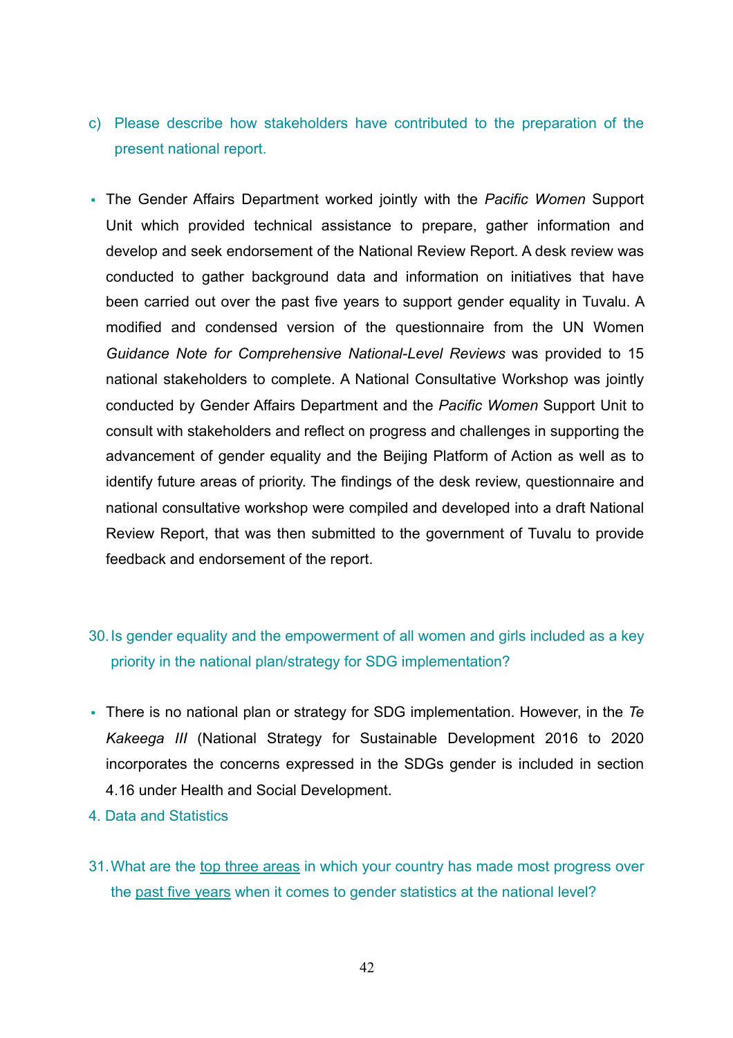c) Please describe how stakeholders have contributed to the preparation of the present national report.

- The Gender Affairs Department worked jointly with the *Pacific Women* Support Unit which provided technical assistance to prepare, gather information and develop and seek endorsement of the National Review Report. A desk review was conducted to gather background data and information on initiatives that have been carried out over the past five years to support gender equality in Tuvalu. A modified and condensed version of the questionnaire from the UN Women *Guidance Note for Comprehensive National-Level Reviews* was provided to 15 national stakeholders to complete. A National Consultative Workshop was jointly conducted by Gender Affairs Department and the *Pacific Women* Support Unit to consult with stakeholders and reflect on progress and challenges in supporting the advancement of gender equality and the Beijing Platform of Action as well as to identify future areas of priority. The findings of the desk review, questionnaire and national consultative workshop were compiled and developed into a draft National Review Report, that was then submitted to the government of Tuvalu to provide feedback and endorsement of the report.

30. Is gender equality and the empowerment of all women and girls included as a key priority in the national plan/strategy for SDG implementation?

- There is no national plan or strategy for SDG implementation. However, in the *Te Kakeega III* (National Strategy for Sustainable Development 2016 to 2020 incorporates the concerns expressed in the SDGs gender is included in section 4.16 under Health and Social Development.

## 4. Data and Statistics

31. What are the top three areas in which your country has made most progress over the past five years when it comes to gender statistics at the national level?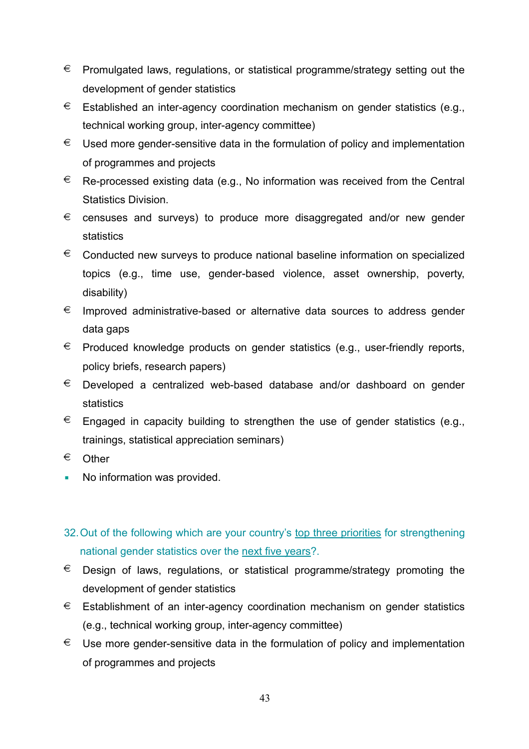- € Promulgated laws, regulations, or statistical programme/strategy setting out the development of gender statistics
- € Established an inter-agency coordination mechanism on gender statistics (e.g., technical working group, inter-agency committee)
- € Used more gender-sensitive data in the formulation of policy and implementation of programmes and projects
- € Re-processed existing data (e.g., No information was received from the Central Statistics Division.
- € censuses and surveys) to produce more disaggregated and/or new gender statistics
- € Conducted new surveys to produce national baseline information on specialized topics (e.g., time use, gender-based violence, asset ownership, poverty, disability)
- € Improved administrative-based or alternative data sources to address gender data gaps
- € Produced knowledge products on gender statistics (e.g., user-friendly reports, policy briefs, research papers)
- € Developed a centralized web-based database and/or dashboard on gender statistics
- € Engaged in capacity building to strengthen the use of gender statistics (e.g., trainings, statistical appreciation seminars)
- € Other
- ▪ No information was provided.

32. Out of the following which are your country's top three priorities for strengthening national gender statistics over the next five years?.

- € Design of laws, regulations, or statistical programme/strategy promoting the development of gender statistics
- € Establishment of an inter-agency coordination mechanism on gender statistics (e.g., technical working group, inter-agency committee)
- € Use more gender-sensitive data in the formulation of policy and implementation of programmes and projects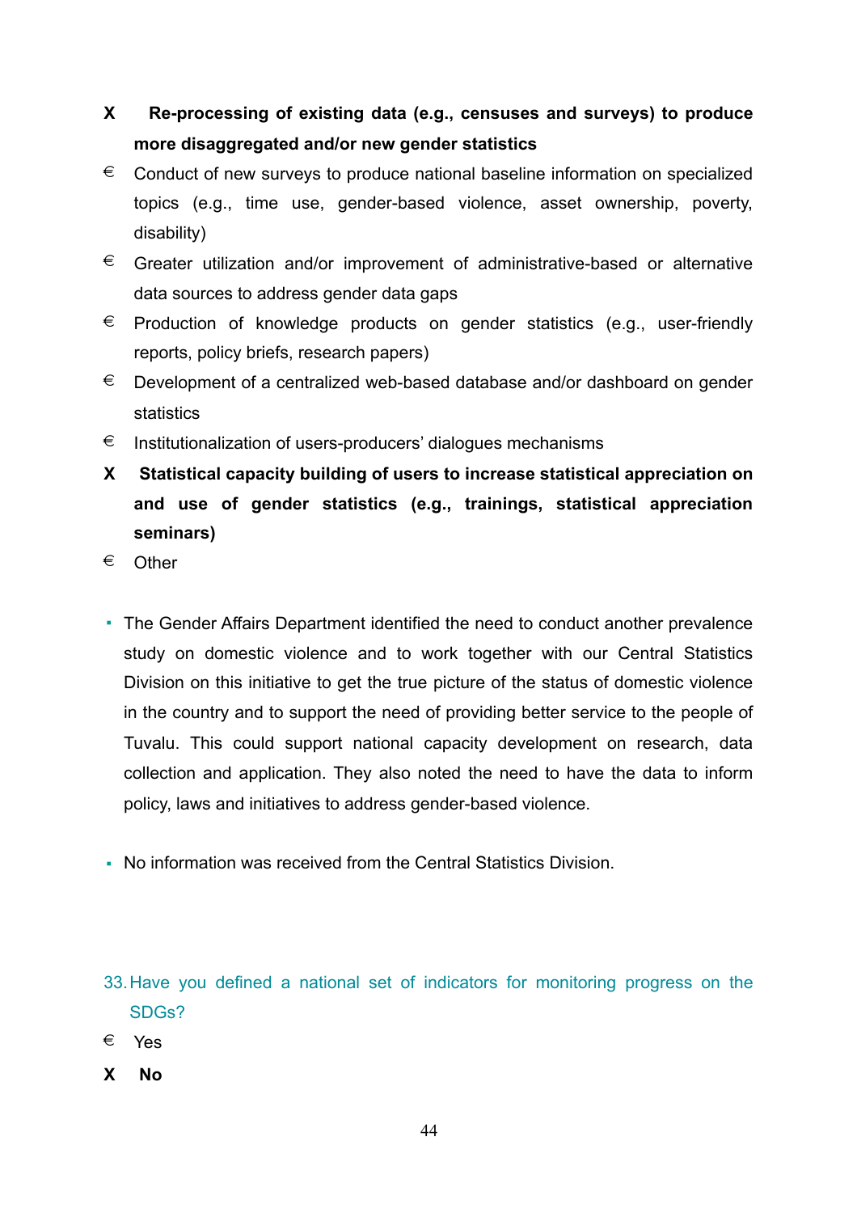- X **Re-processing of existing data (e.g., censuses and surveys) to produce more disaggregated and/or new gender statistics**
- € Conduct of new surveys to produce national baseline information on specialized topics (e.g., time use, gender-based violence, asset ownership, poverty, disability)
- € Greater utilization and/or improvement of administrative-based or alternative data sources to address gender data gaps
- € Production of knowledge products on gender statistics (e.g., user-friendly reports, policy briefs, research papers)
- € Development of a centralized web-based database and/or dashboard on gender statistics
- € Institutionalization of users-producers' dialogues mechanisms
- X **Statistical capacity building of users to increase statistical appreciation on and use of gender statistics (e.g., trainings, statistical appreciation seminars)**
- € Other

- The Gender Affairs Department identified the need to conduct another prevalence study on domestic violence and to work together with our Central Statistics Division on this initiative to get the true picture of the status of domestic violence in the country and to support the need of providing better service to the people of Tuvalu. This could support national capacity development on research, data collection and application. They also noted the need to have the data to inform policy, laws and initiatives to address gender-based violence.

- No information was received from the Central Statistics Division.

33. Have you defined a national set of indicators for monitoring progress on the SDGs?

- € Yes
- X **No**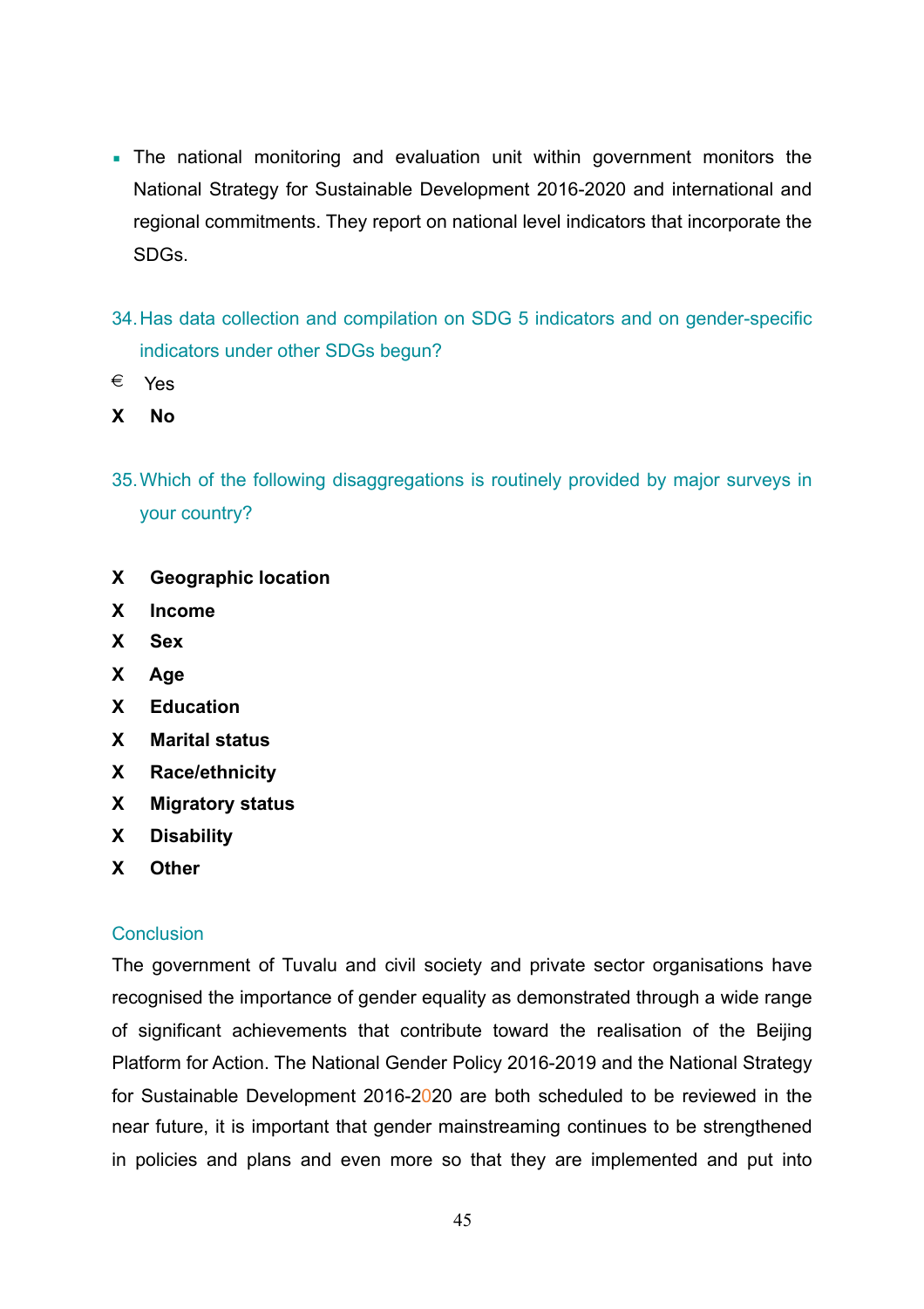- The national monitoring and evaluation unit within government monitors the National Strategy for Sustainable Development 2016-2020 and international and regional commitments. They report on national level indicators that incorporate the SDGs.

34. Has data collection and compilation on SDG 5 indicators and on gender-specific indicators under other SDGs begun?

€ Yes

**X No**

35. Which of the following disaggregations is routinely provided by major surveys in your country?

**X Geographic location**

**X Income**

**X Sex**

**X Age**

**X Education**

**X Marital status**

**X Race/ethnicity**

**X Migratory status**

**X Disability**

**X Other**

## Conclusion

The government of Tuvalu and civil society and private sector organisations have recognised the importance of gender equality as demonstrated through a wide range of significant achievements that contribute toward the realisation of the Beijing Platform for Action. The National Gender Policy 2016-2019 and the National Strategy for Sustainable Development 2016-2020 are both scheduled to be reviewed in the near future, it is important that gender mainstreaming continues to be strengthened in policies and plans and even more so that they are implemented and put into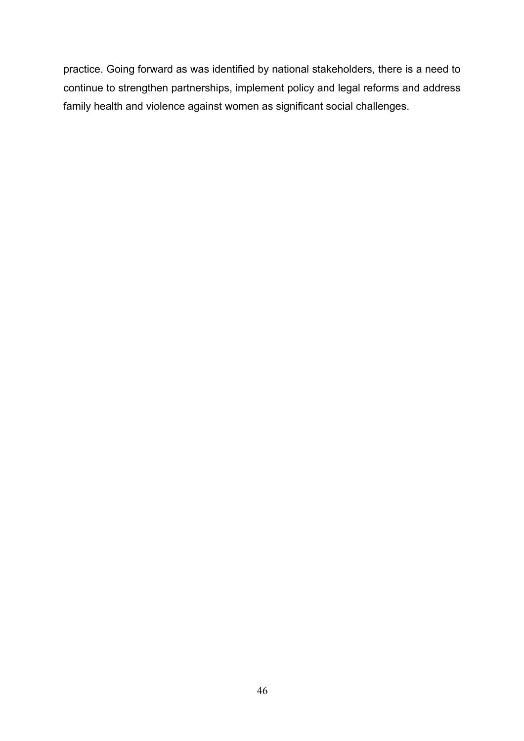practice. Going forward as was identified by national stakeholders, there is a need to continue to strengthen partnerships, implement policy and legal reforms and address family health and violence against women as significant social challenges.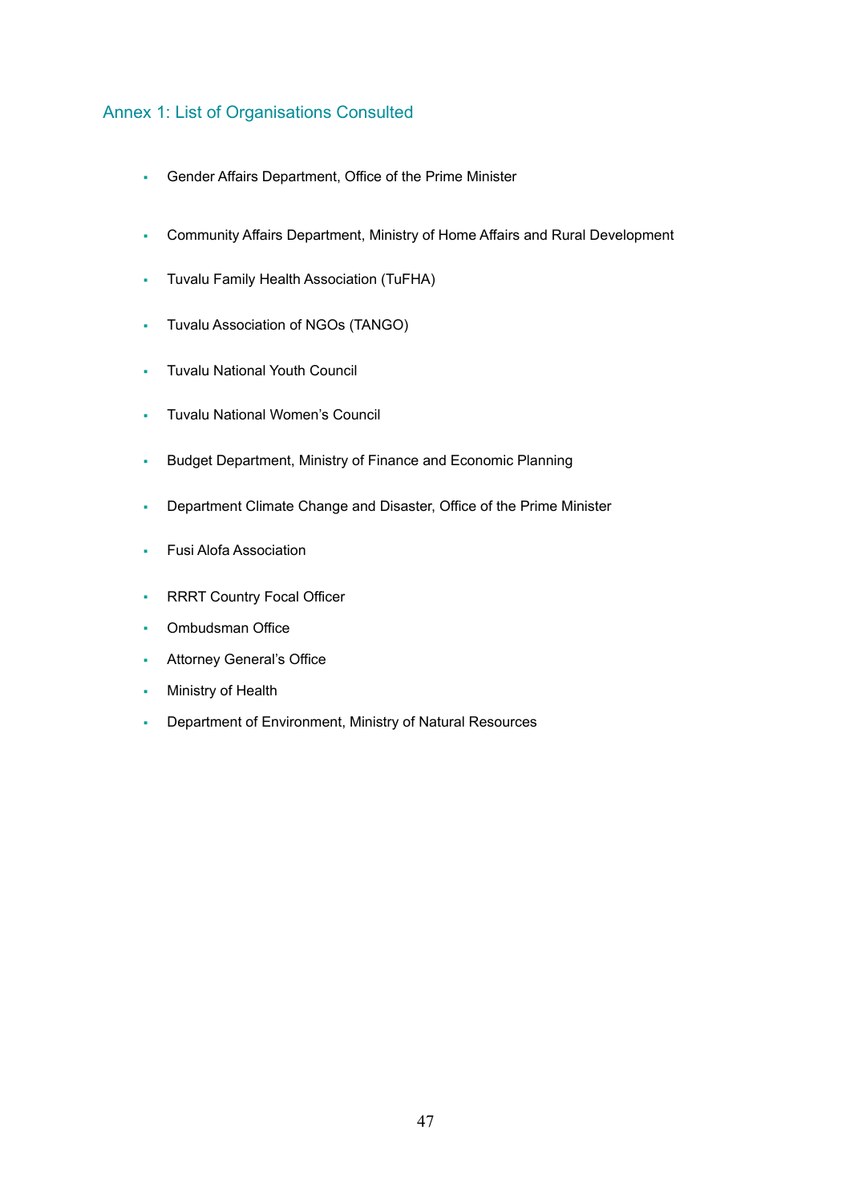## Annex 1: List of Organisations Consulted

- Gender Affairs Department, Office of the Prime Minister
- Community Affairs Department, Ministry of Home Affairs and Rural Development
- Tuvalu Family Health Association (TuFHA)
- Tuvalu Association of NGOs (TANGO)
- Tuvalu National Youth Council
- Tuvalu National Women's Council
- Budget Department, Ministry of Finance and Economic Planning
- Department Climate Change and Disaster, Office of the Prime Minister
- Fusi Alofa Association
- RRRT Country Focal Officer
- Ombudsman Office
- Attorney General's Office
- Ministry of Health
- Department of Environment, Ministry of Natural Resources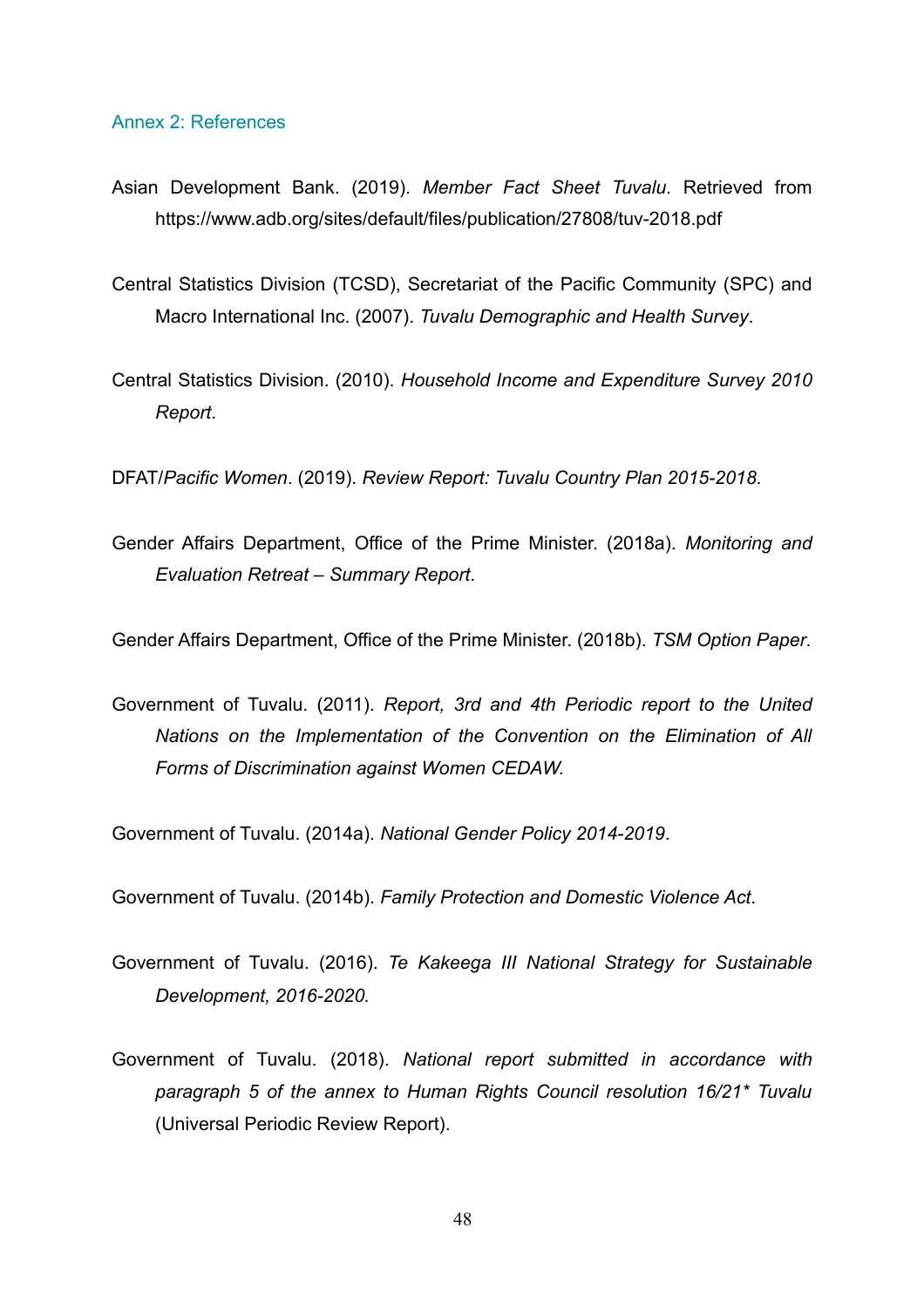## Annex 2: References

Asian Development Bank. (2019). *Member Fact Sheet Tuvalu*. Retrieved from https://www.adb.org/sites/default/files/publication/27808/tuv-2018.pdf

Central Statistics Division (TCSD), Secretariat of the Pacific Community (SPC) and Macro International Inc. (2007). *Tuvalu Demographic and Health Survey*.

Central Statistics Division. (2010). *Household Income and Expenditure Survey 2010 Report*.

DFAT/*Pacific Women*. (2019). *Review Report: Tuvalu Country Plan 2015-2018*.

Gender Affairs Department, Office of the Prime Minister. (2018a). *Monitoring and Evaluation Retreat – Summary Report*.

Gender Affairs Department, Office of the Prime Minister. (2018b). *TSM Option Paper*.

Government of Tuvalu. (2011). *Report, 3rd and 4th Periodic report to the United Nations on the Implementation of the Convention on the Elimination of All Forms of Discrimination against Women CEDAW.*

Government of Tuvalu. (2014a). *National Gender Policy 2014-2019*.

Government of Tuvalu. (2014b). *Family Protection and Domestic Violence Act*.

Government of Tuvalu. (2016). *Te Kakeega III National Strategy for Sustainable Development, 2016-2020.*

Government of Tuvalu. (2018). *National report submitted in accordance with paragraph 5 of the annex to Human Rights Council resolution 16/21\* Tuvalu* (Universal Periodic Review Report).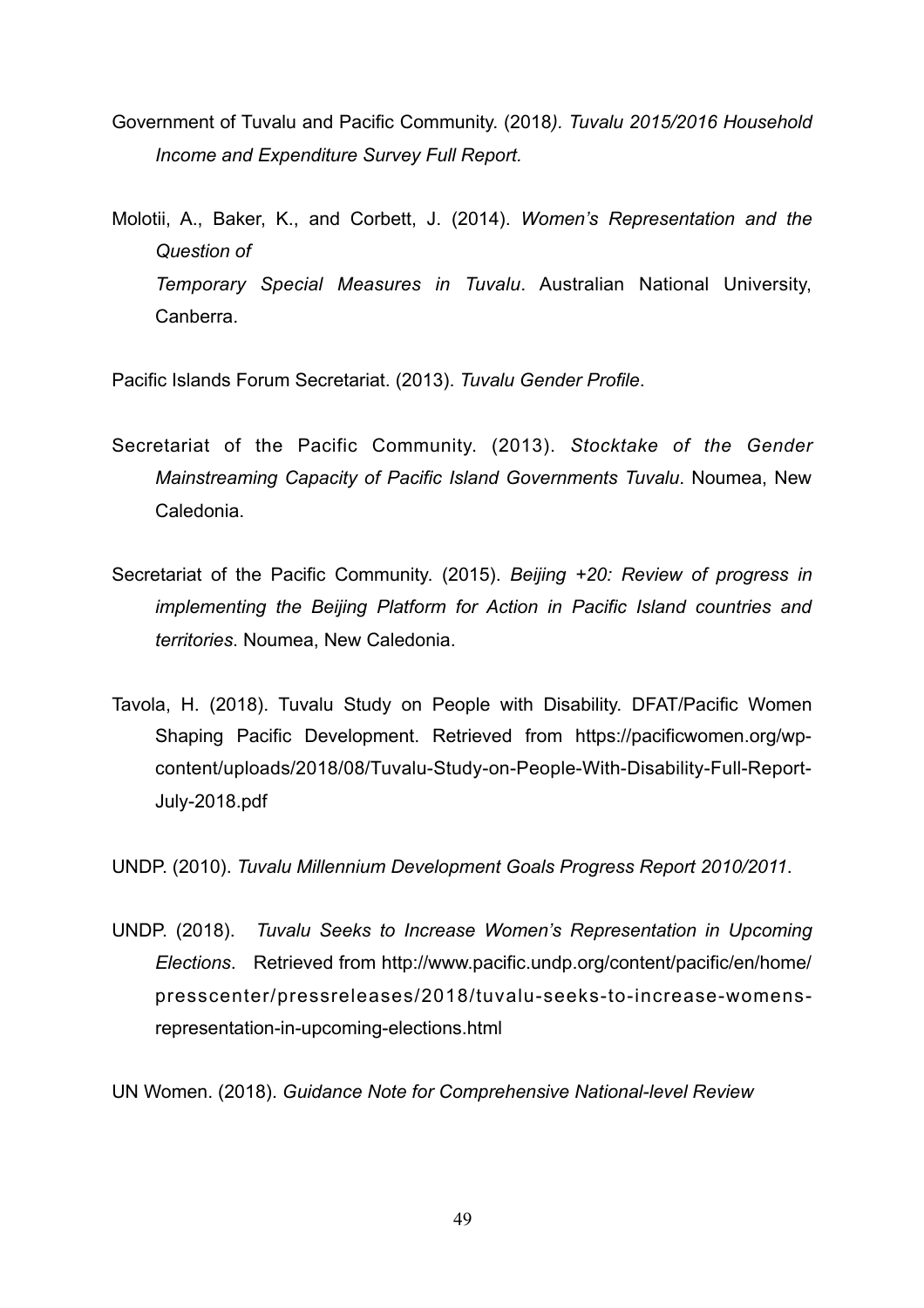Government of Tuvalu and Pacific Community. (2018*). Tuvalu 2015/2016 Household Income and Expenditure Survey Full Report.*

Molotii, A., Baker, K., and Corbett, J. (2014). *Women's Representation and the Question of Temporary Special Measures in Tuvalu*. Australian National University, Canberra.

Pacific Islands Forum Secretariat. (2013). *Tuvalu Gender Profile*.

Secretariat of the Pacific Community. (2013). *Stocktake of the Gender Mainstreaming Capacity of Pacific Island Governments Tuvalu*. Noumea, New Caledonia.

Secretariat of the Pacific Community. (2015). *Beijing +20: Review of progress in implementing the Beijing Platform for Action in Pacific Island countries and territories*. Noumea, New Caledonia.

Tavola, H. (2018). Tuvalu Study on People with Disability. DFAT/Pacific Women Shaping Pacific Development. Retrieved from https://pacificwomen.org/wp-content/uploads/2018/08/Tuvalu-Study-on-People-With-Disability-Full-Report-July-2018.pdf

UNDP. (2010). *Tuvalu Millennium Development Goals Progress Report 2010/2011*.

UNDP. (2018). *Tuvalu Seeks to Increase Women's Representation in Upcoming Elections*. Retrieved from http://www.pacific.undp.org/content/pacific/en/home/presscenter/pressreleases/2018/tuvalu-seeks-to-increase-womens-representation-in-upcoming-elections.html

UN Women. (2018). *Guidance Note for Comprehensive National-level Review*